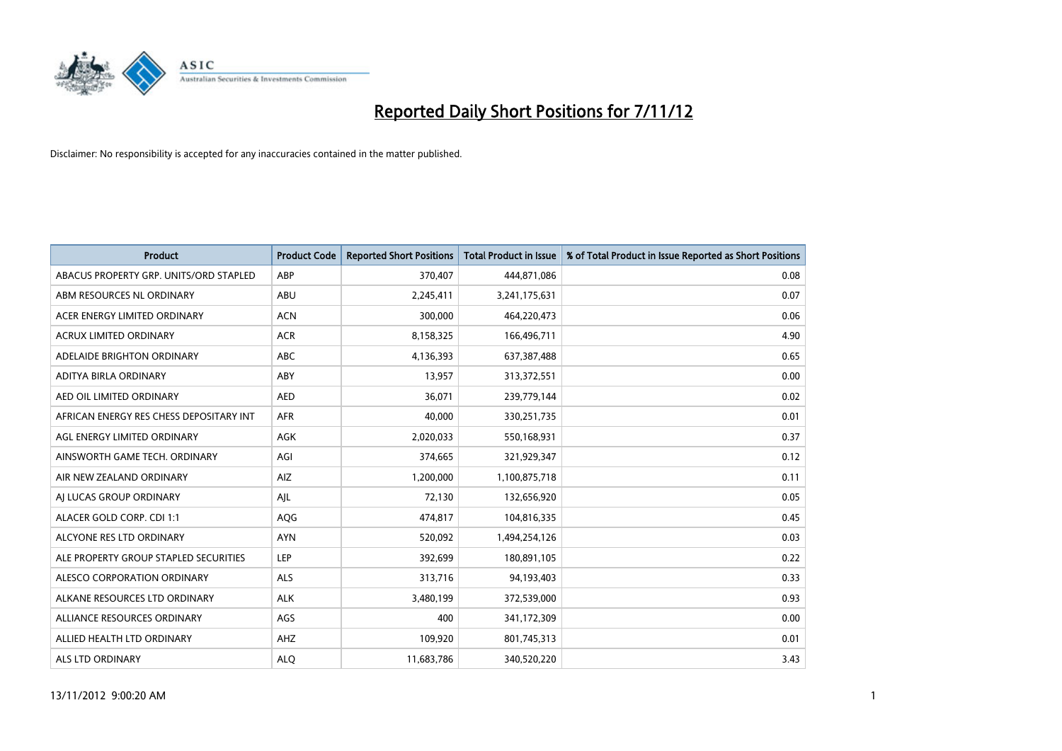# Reported Daily Short Positions for 7/11/12

Disclaimer: No responsibility is accepted for any inaccuracies contained in the matter published.

| Product | Product Code | Reported Short Positions | Total Product in Issue | % of Total Product in Issue Reported as Short Positions |
|---|---|---|---|---|
| ABACUS PROPERTY GRP. UNITS/ORD STAPLED | ABP | 370,407 | 444,871,086 | 0.08 |
| ABM RESOURCES NL ORDINARY | ABU | 2,245,411 | 3,241,175,631 | 0.07 |
| ACER ENERGY LIMITED ORDINARY | ACN | 300,000 | 464,220,473 | 0.06 |
| ACRUX LIMITED ORDINARY | ACR | 8,158,325 | 166,496,711 | 4.90 |
| ADELAIDE BRIGHTON ORDINARY | ABC | 4,136,393 | 637,387,488 | 0.65 |
| ADITYA BIRLA ORDINARY | ABY | 13,957 | 313,372,551 | 0.00 |
| AED OIL LIMITED ORDINARY | AED | 36,071 | 239,779,144 | 0.02 |
| AFRICAN ENERGY RES CHESS DEPOSITARY INT | AFR | 40,000 | 330,251,735 | 0.01 |
| AGL ENERGY LIMITED ORDINARY | AGK | 2,020,033 | 550,168,931 | 0.37 |
| AINSWORTH GAME TECH. ORDINARY | AGI | 374,665 | 321,929,347 | 0.12 |
| AIR NEW ZEALAND ORDINARY | AIZ | 1,200,000 | 1,100,875,718 | 0.11 |
| AJ LUCAS GROUP ORDINARY | AJL | 72,130 | 132,656,920 | 0.05 |
| ALACER GOLD CORP. CDI 1:1 | AQG | 474,817 | 104,816,335 | 0.45 |
| ALCYONE RES LTD ORDINARY | AYN | 520,092 | 1,494,254,126 | 0.03 |
| ALE PROPERTY GROUP STAPLED SECURITIES | LEP | 392,699 | 180,891,105 | 0.22 |
| ALESCO CORPORATION ORDINARY | ALS | 313,716 | 94,193,403 | 0.33 |
| ALKANE RESOURCES LTD ORDINARY | ALK | 3,480,199 | 372,539,000 | 0.93 |
| ALLIANCE RESOURCES ORDINARY | AGS | 400 | 341,172,309 | 0.00 |
| ALLIED HEALTH LTD ORDINARY | AHZ | 109,920 | 801,745,313 | 0.01 |
| ALS LTD ORDINARY | ALQ | 11,683,786 | 340,520,220 | 3.43 |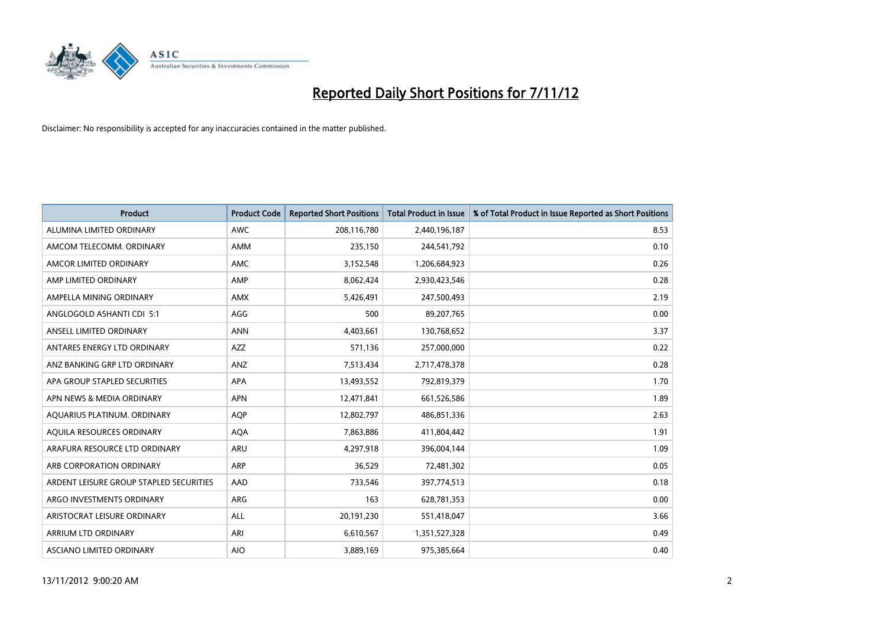# Reported Daily Short Positions for 7/11/12

Disclaimer: No responsibility is accepted for any inaccuracies contained in the matter published.

| Product | Product Code | Reported Short Positions | Total Product in Issue | % of Total Product in Issue Reported as Short Positions |
|---|---|---|---|---|
| ALUMINA LIMITED ORDINARY | AWC | 208,116,780 | 2,440,196,187 | 8.53 |
| AMCOM TELECOMM. ORDINARY | AMM | 235,150 | 244,541,792 | 0.10 |
| AMCOR LIMITED ORDINARY | AMC | 3,152,548 | 1,206,684,923 | 0.26 |
| AMP LIMITED ORDINARY | AMP | 8,062,424 | 2,930,423,546 | 0.28 |
| AMPELLA MINING ORDINARY | AMX | 5,426,491 | 247,500,493 | 2.19 |
| ANGLOGOLD ASHANTI CDI 5:1 | AGG | 500 | 89,207,765 | 0.00 |
| ANSELL LIMITED ORDINARY | ANN | 4,403,661 | 130,768,652 | 3.37 |
| ANTARES ENERGY LTD ORDINARY | AZZ | 571,136 | 257,000,000 | 0.22 |
| ANZ BANKING GRP LTD ORDINARY | ANZ | 7,513,434 | 2,717,478,378 | 0.28 |
| APA GROUP STAPLED SECURITIES | APA | 13,493,552 | 792,819,379 | 1.70 |
| APN NEWS & MEDIA ORDINARY | APN | 12,471,841 | 661,526,586 | 1.89 |
| AQUARIUS PLATINUM. ORDINARY | AQP | 12,802,797 | 486,851,336 | 2.63 |
| AQUILA RESOURCES ORDINARY | AQA | 7,863,886 | 411,804,442 | 1.91 |
| ARAFURA RESOURCE LTD ORDINARY | ARU | 4,297,918 | 396,004,144 | 1.09 |
| ARB CORPORATION ORDINARY | ARP | 36,529 | 72,481,302 | 0.05 |
| ARDENT LEISURE GROUP STAPLED SECURITIES | AAD | 733,546 | 397,774,513 | 0.18 |
| ARGO INVESTMENTS ORDINARY | ARG | 163 | 628,781,353 | 0.00 |
| ARISTOCRAT LEISURE ORDINARY | ALL | 20,191,230 | 551,418,047 | 3.66 |
| ARRIUM LTD ORDINARY | ARI | 6,610,567 | 1,351,527,328 | 0.49 |
| ASCIANO LIMITED ORDINARY | AIO | 3,889,169 | 975,385,664 | 0.40 |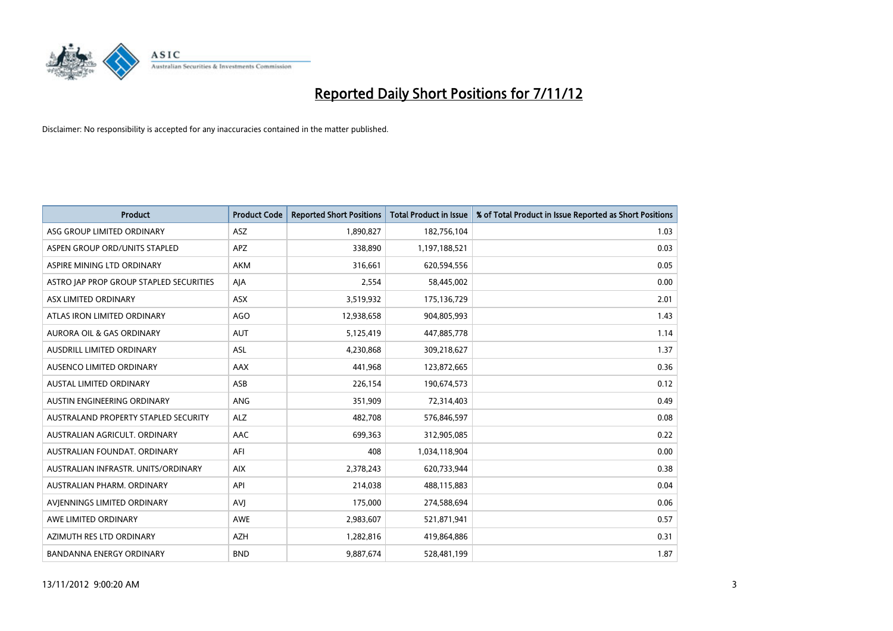# Reported Daily Short Positions for 7/11/12

Disclaimer: No responsibility is accepted for any inaccuracies contained in the matter published.

| Product | Product Code | Reported Short Positions | Total Product in Issue | % of Total Product in Issue Reported as Short Positions |
|---|---|---|---|---|
| ASG GROUP LIMITED ORDINARY | ASZ | 1,890,827 | 182,756,104 | 1.03 |
| ASPEN GROUP ORD/UNITS STAPLED | APZ | 338,890 | 1,197,188,521 | 0.03 |
| ASPIRE MINING LTD ORDINARY | AKM | 316,661 | 620,594,556 | 0.05 |
| ASTRO JAP PROP GROUP STAPLED SECURITIES | AJA | 2,554 | 58,445,002 | 0.00 |
| ASX LIMITED ORDINARY | ASX | 3,519,932 | 175,136,729 | 2.01 |
| ATLAS IRON LIMITED ORDINARY | AGO | 12,938,658 | 904,805,993 | 1.43 |
| AURORA OIL & GAS ORDINARY | AUT | 5,125,419 | 447,885,778 | 1.14 |
| AUSDRILL LIMITED ORDINARY | ASL | 4,230,868 | 309,218,627 | 1.37 |
| AUSENCO LIMITED ORDINARY | AAX | 441,968 | 123,872,665 | 0.36 |
| AUSTAL LIMITED ORDINARY | ASB | 226,154 | 190,674,573 | 0.12 |
| AUSTIN ENGINEERING ORDINARY | ANG | 351,909 | 72,314,403 | 0.49 |
| AUSTRALAND PROPERTY STAPLED SECURITY | ALZ | 482,708 | 576,846,597 | 0.08 |
| AUSTRALIAN AGRICULT. ORDINARY | AAC | 699,363 | 312,905,085 | 0.22 |
| AUSTRALIAN FOUNDAT. ORDINARY | AFI | 408 | 1,034,118,904 | 0.00 |
| AUSTRALIAN INFRASTR. UNITS/ORDINARY | AIX | 2,378,243 | 620,733,944 | 0.38 |
| AUSTRALIAN PHARM. ORDINARY | API | 214,038 | 488,115,883 | 0.04 |
| AVJENNINGS LIMITED ORDINARY | AVJ | 175,000 | 274,588,694 | 0.06 |
| AWE LIMITED ORDINARY | AWE | 2,983,607 | 521,871,941 | 0.57 |
| AZIMUTH RES LTD ORDINARY | AZH | 1,282,816 | 419,864,886 | 0.31 |
| BANDANNA ENERGY ORDINARY | BND | 9,887,674 | 528,481,199 | 1.87 |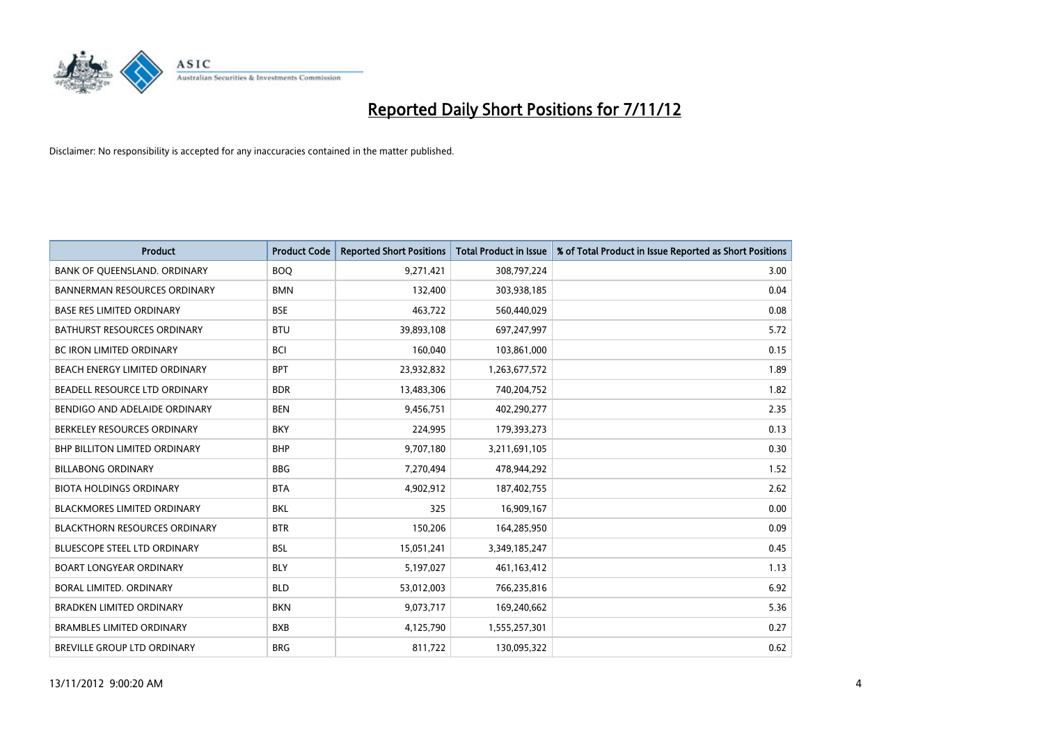# Reported Daily Short Positions for 7/11/12

Disclaimer: No responsibility is accepted for any inaccuracies contained in the matter published.

| Product | Product Code | Reported Short Positions | Total Product in Issue | % of Total Product in Issue Reported as Short Positions |
|---|---|---|---|---|
| BANK OF QUEENSLAND. ORDINARY | BOQ | 9,271,421 | 308,797,224 | 3.00 |
| BANNERMAN RESOURCES ORDINARY | BMN | 132,400 | 303,938,185 | 0.04 |
| BASE RES LIMITED ORDINARY | BSE | 463,722 | 560,440,029 | 0.08 |
| BATHURST RESOURCES ORDINARY | BTU | 39,893,108 | 697,247,997 | 5.72 |
| BC IRON LIMITED ORDINARY | BCI | 160,040 | 103,861,000 | 0.15 |
| BEACH ENERGY LIMITED ORDINARY | BPT | 23,932,832 | 1,263,677,572 | 1.89 |
| BEADELL RESOURCE LTD ORDINARY | BDR | 13,483,306 | 740,204,752 | 1.82 |
| BENDIGO AND ADELAIDE ORDINARY | BEN | 9,456,751 | 402,290,277 | 2.35 |
| BERKELEY RESOURCES ORDINARY | BKY | 224,995 | 179,393,273 | 0.13 |
| BHP BILLITON LIMITED ORDINARY | BHP | 9,707,180 | 3,211,691,105 | 0.30 |
| BILLABONG ORDINARY | BBG | 7,270,494 | 478,944,292 | 1.52 |
| BIOTA HOLDINGS ORDINARY | BTA | 4,902,912 | 187,402,755 | 2.62 |
| BLACKMORES LIMITED ORDINARY | BKL | 325 | 16,909,167 | 0.00 |
| BLACKTHORN RESOURCES ORDINARY | BTR | 150,206 | 164,285,950 | 0.09 |
| BLUESCOPE STEEL LTD ORDINARY | BSL | 15,051,241 | 3,349,185,247 | 0.45 |
| BOART LONGYEAR ORDINARY | BLY | 5,197,027 | 461,163,412 | 1.13 |
| BORAL LIMITED. ORDINARY | BLD | 53,012,003 | 766,235,816 | 6.92 |
| BRADKEN LIMITED ORDINARY | BKN | 9,073,717 | 169,240,662 | 5.36 |
| BRAMBLES LIMITED ORDINARY | BXB | 4,125,790 | 1,555,257,301 | 0.27 |
| BREVILLE GROUP LTD ORDINARY | BRG | 811,722 | 130,095,322 | 0.62 |

13/11/2012 9:00:20 AM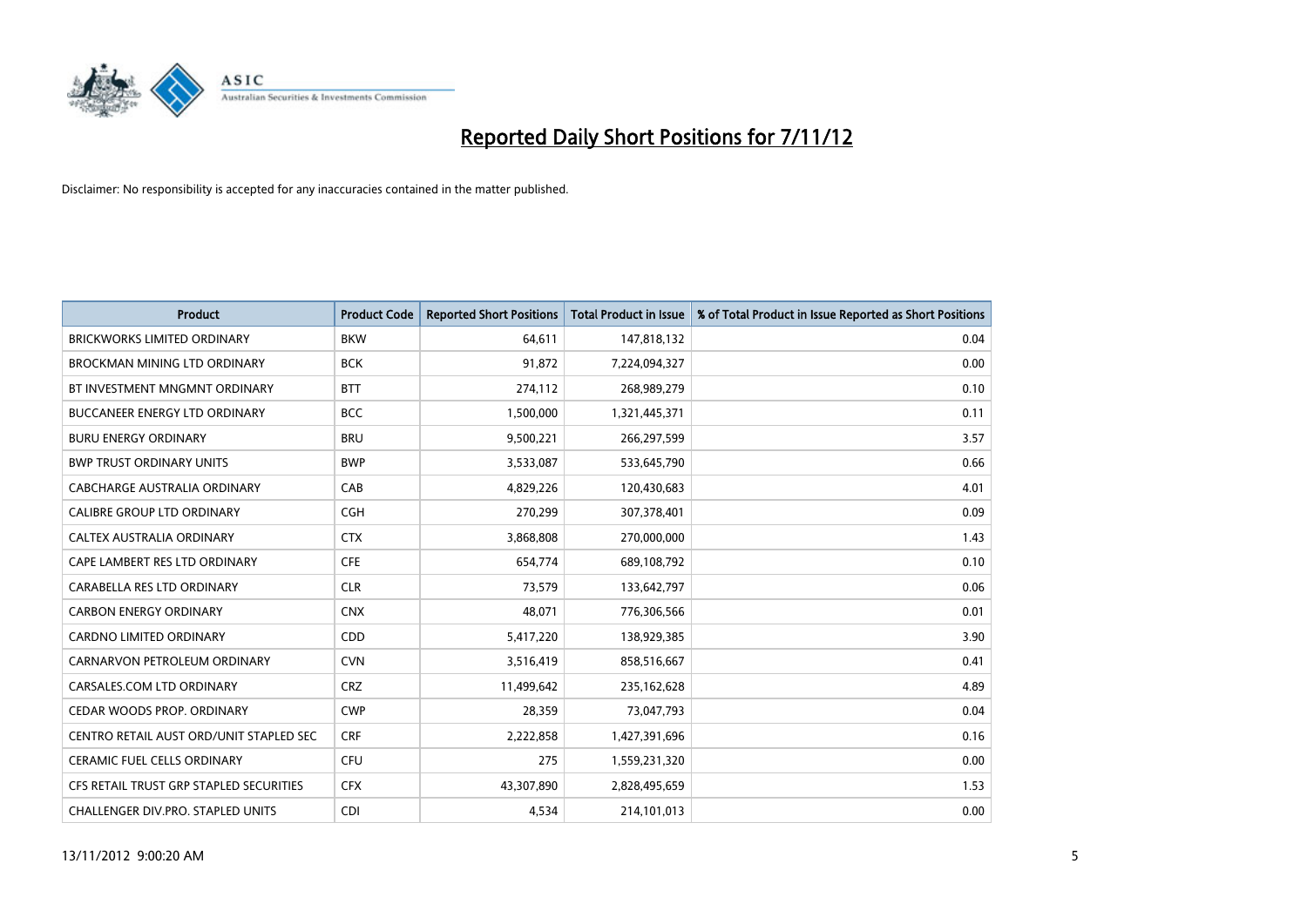# Reported Daily Short Positions for 7/11/12

Disclaimer: No responsibility is accepted for any inaccuracies contained in the matter published.

| Product | Product Code | Reported Short Positions | Total Product in Issue | % of Total Product in Issue Reported as Short Positions |
|---|---|---|---|---|
| BRICKWORKS LIMITED ORDINARY | BKW | 64,611 | 147,818,132 | 0.04 |
| BROCKMAN MINING LTD ORDINARY | BCK | 91,872 | 7,224,094,327 | 0.00 |
| BT INVESTMENT MNGMNT ORDINARY | BTT | 274,112 | 268,989,279 | 0.10 |
| BUCCANEER ENERGY LTD ORDINARY | BCC | 1,500,000 | 1,321,445,371 | 0.11 |
| BURU ENERGY ORDINARY | BRU | 9,500,221 | 266,297,599 | 3.57 |
| BWP TRUST ORDINARY UNITS | BWP | 3,533,087 | 533,645,790 | 0.66 |
| CABCHARGE AUSTRALIA ORDINARY | CAB | 4,829,226 | 120,430,683 | 4.01 |
| CALIBRE GROUP LTD ORDINARY | CGH | 270,299 | 307,378,401 | 0.09 |
| CALTEX AUSTRALIA ORDINARY | CTX | 3,868,808 | 270,000,000 | 1.43 |
| CAPE LAMBERT RES LTD ORDINARY | CFE | 654,774 | 689,108,792 | 0.10 |
| CARABELLA RES LTD ORDINARY | CLR | 73,579 | 133,642,797 | 0.06 |
| CARBON ENERGY ORDINARY | CNX | 48,071 | 776,306,566 | 0.01 |
| CARDNO LIMITED ORDINARY | CDD | 5,417,220 | 138,929,385 | 3.90 |
| CARNARVON PETROLEUM ORDINARY | CVN | 3,516,419 | 858,516,667 | 0.41 |
| CARSALES.COM LTD ORDINARY | CRZ | 11,499,642 | 235,162,628 | 4.89 |
| CEDAR WOODS PROP. ORDINARY | CWP | 28,359 | 73,047,793 | 0.04 |
| CENTRO RETAIL AUST ORD/UNIT STAPLED SEC | CRF | 2,222,858 | 1,427,391,696 | 0.16 |
| CERAMIC FUEL CELLS ORDINARY | CFU | 275 | 1,559,231,320 | 0.00 |
| CFS RETAIL TRUST GRP STAPLED SECURITIES | CFX | 43,307,890 | 2,828,495,659 | 1.53 |
| CHALLENGER DIV.PRO. STAPLED UNITS | CDI | 4,534 | 214,101,013 | 0.00 |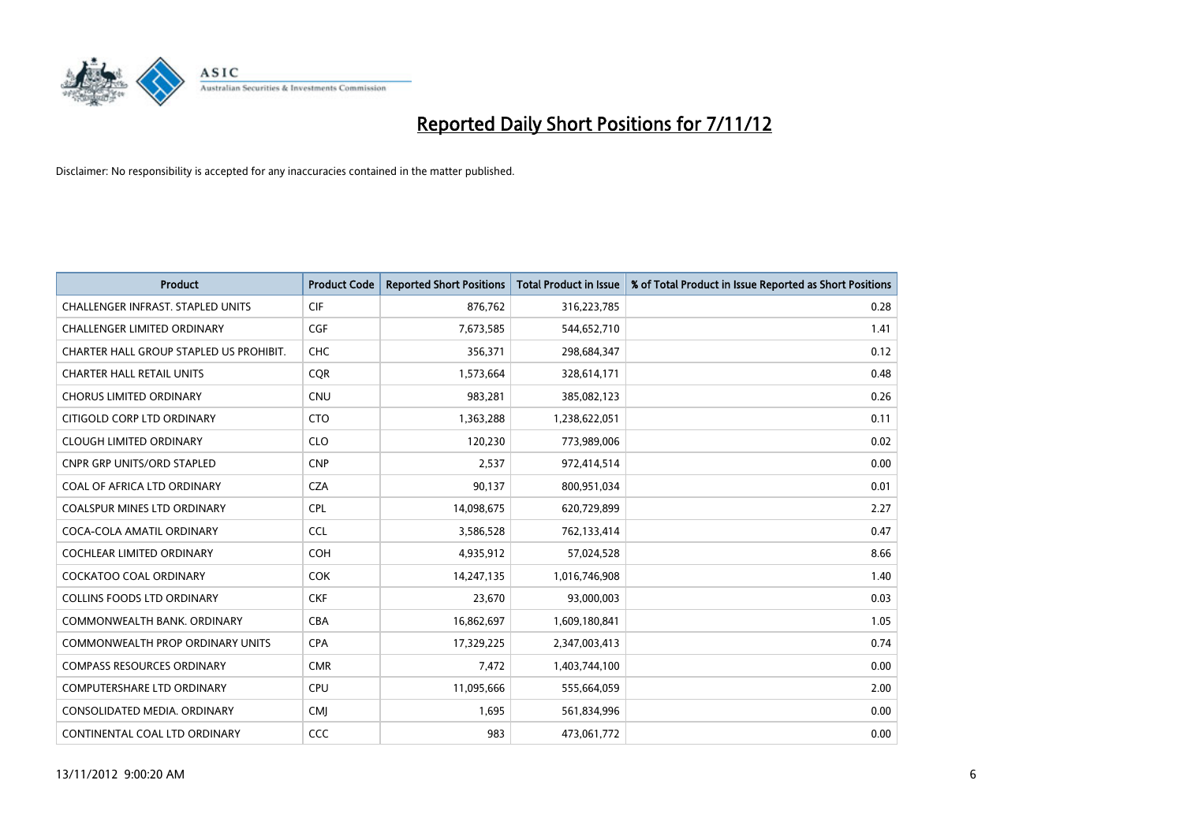# Reported Daily Short Positions for 7/11/12

Disclaimer: No responsibility is accepted for any inaccuracies contained in the matter published.

| Product | Product Code | Reported Short Positions | Total Product in Issue | % of Total Product in Issue Reported as Short Positions |
|---|---|---|---|---|
| CHALLENGER INFRAST. STAPLED UNITS | CIF | 876,762 | 316,223,785 | 0.28 |
| CHALLENGER LIMITED ORDINARY | CGF | 7,673,585 | 544,652,710 | 1.41 |
| CHARTER HALL GROUP STAPLED US PROHIBIT. | CHC | 356,371 | 298,684,347 | 0.12 |
| CHARTER HALL RETAIL UNITS | CQR | 1,573,664 | 328,614,171 | 0.48 |
| CHORUS LIMITED ORDINARY | CNU | 983,281 | 385,082,123 | 0.26 |
| CITIGOLD CORP LTD ORDINARY | CTO | 1,363,288 | 1,238,622,051 | 0.11 |
| CLOUGH LIMITED ORDINARY | CLO | 120,230 | 773,989,006 | 0.02 |
| CNPR GRP UNITS/ORD STAPLED | CNP | 2,537 | 972,414,514 | 0.00 |
| COAL OF AFRICA LTD ORDINARY | CZA | 90,137 | 800,951,034 | 0.01 |
| COALSPUR MINES LTD ORDINARY | CPL | 14,098,675 | 620,729,899 | 2.27 |
| COCA-COLA AMATIL ORDINARY | CCL | 3,586,528 | 762,133,414 | 0.47 |
| COCHLEAR LIMITED ORDINARY | COH | 4,935,912 | 57,024,528 | 8.66 |
| COCKATOO COAL ORDINARY | COK | 14,247,135 | 1,016,746,908 | 1.40 |
| COLLINS FOODS LTD ORDINARY | CKF | 23,670 | 93,000,003 | 0.03 |
| COMMONWEALTH BANK. ORDINARY | CBA | 16,862,697 | 1,609,180,841 | 1.05 |
| COMMONWEALTH PROP ORDINARY UNITS | CPA | 17,329,225 | 2,347,003,413 | 0.74 |
| COMPASS RESOURCES ORDINARY | CMR | 7,472 | 1,403,744,100 | 0.00 |
| COMPUTERSHARE LTD ORDINARY | CPU | 11,095,666 | 555,664,059 | 2.00 |
| CONSOLIDATED MEDIA. ORDINARY | CMJ | 1,695 | 561,834,996 | 0.00 |
| CONTINENTAL COAL LTD ORDINARY | CCC | 983 | 473,061,772 | 0.00 |

13/11/2012 9:00:20 AM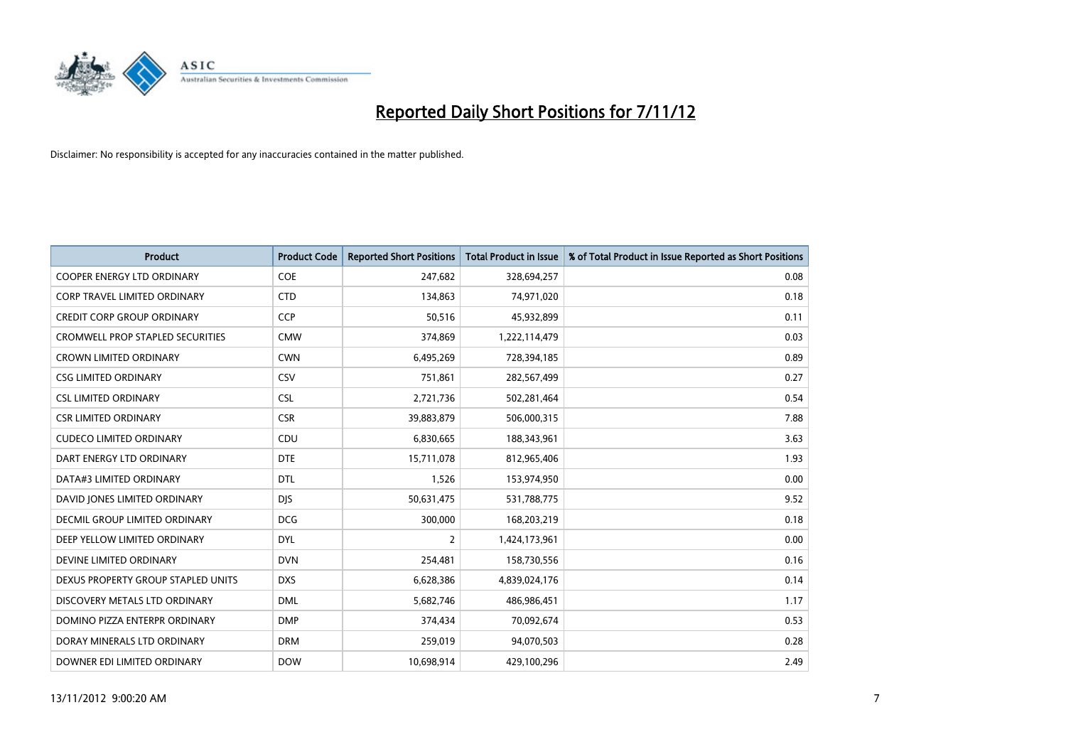# Reported Daily Short Positions for 7/11/12

Disclaimer: No responsibility is accepted for any inaccuracies contained in the matter published.

| Product | Product Code | Reported Short Positions | Total Product in Issue | % of Total Product in Issue Reported as Short Positions |
|---|---|---|---|---|
| COOPER ENERGY LTD ORDINARY | COE | 247,682 | 328,694,257 | 0.08 |
| CORP TRAVEL LIMITED ORDINARY | CTD | 134,863 | 74,971,020 | 0.18 |
| CREDIT CORP GROUP ORDINARY | CCP | 50,516 | 45,932,899 | 0.11 |
| CROMWELL PROP STAPLED SECURITIES | CMW | 374,869 | 1,222,114,479 | 0.03 |
| CROWN LIMITED ORDINARY | CWN | 6,495,269 | 728,394,185 | 0.89 |
| CSG LIMITED ORDINARY | CSV | 751,861 | 282,567,499 | 0.27 |
| CSL LIMITED ORDINARY | CSL | 2,721,736 | 502,281,464 | 0.54 |
| CSR LIMITED ORDINARY | CSR | 39,883,879 | 506,000,315 | 7.88 |
| CUDECO LIMITED ORDINARY | CDU | 6,830,665 | 188,343,961 | 3.63 |
| DART ENERGY LTD ORDINARY | DTE | 15,711,078 | 812,965,406 | 1.93 |
| DATA#3 LIMITED ORDINARY | DTL | 1,526 | 153,974,950 | 0.00 |
| DAVID JONES LIMITED ORDINARY | DJS | 50,631,475 | 531,788,775 | 9.52 |
| DECMIL GROUP LIMITED ORDINARY | DCG | 300,000 | 168,203,219 | 0.18 |
| DEEP YELLOW LIMITED ORDINARY | DYL | 2 | 1,424,173,961 | 0.00 |
| DEVINE LIMITED ORDINARY | DVN | 254,481 | 158,730,556 | 0.16 |
| DEXUS PROPERTY GROUP STAPLED UNITS | DXS | 6,628,386 | 4,839,024,176 | 0.14 |
| DISCOVERY METALS LTD ORDINARY | DML | 5,682,746 | 486,986,451 | 1.17 |
| DOMINO PIZZA ENTERPR ORDINARY | DMP | 374,434 | 70,092,674 | 0.53 |
| DORAY MINERALS LTD ORDINARY | DRM | 259,019 | 94,070,503 | 0.28 |
| DOWNER EDI LIMITED ORDINARY | DOW | 10,698,914 | 429,100,296 | 2.49 |

13/11/2012 9:00:20 AM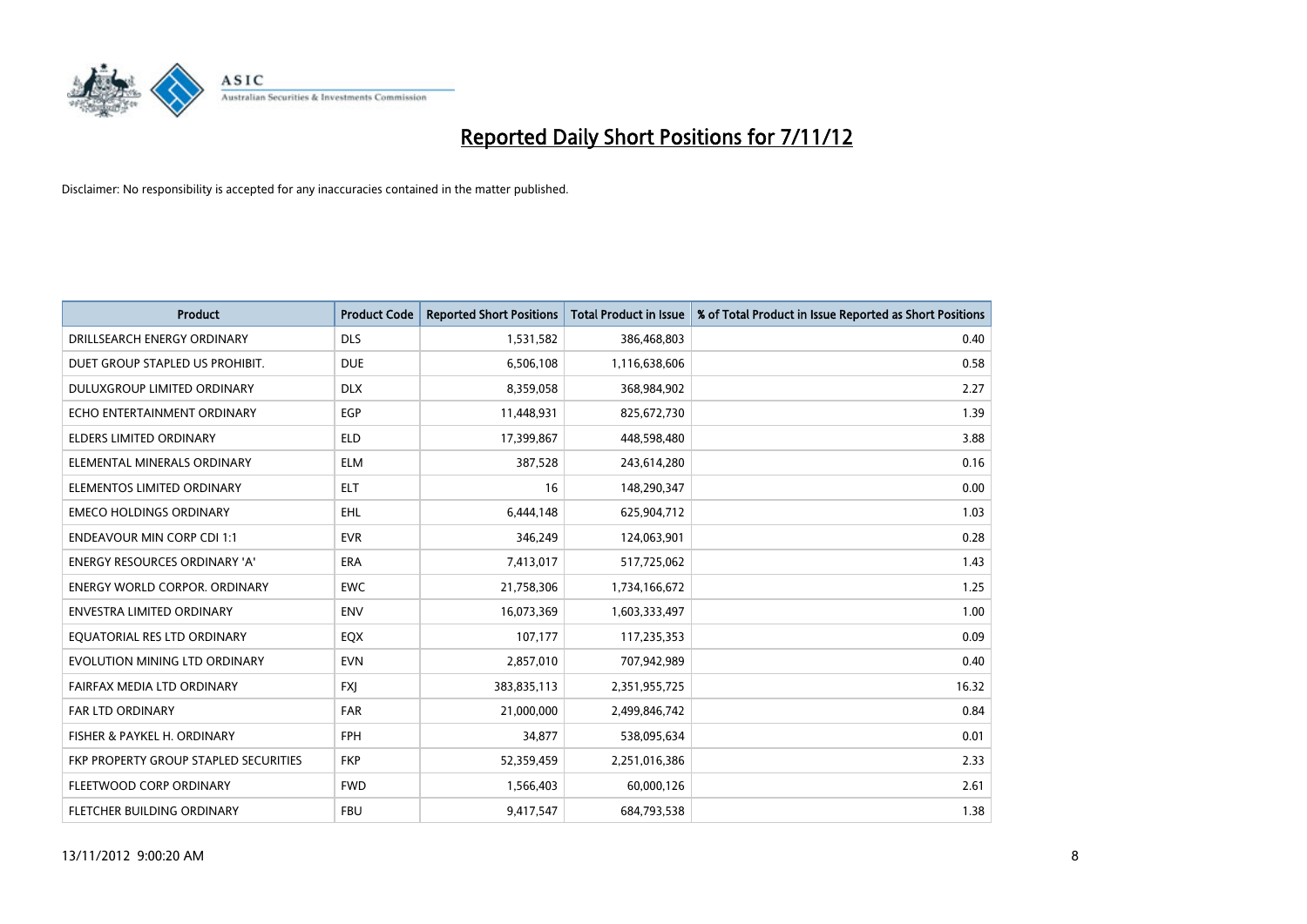# Reported Daily Short Positions for 7/11/12

Disclaimer: No responsibility is accepted for any inaccuracies contained in the matter published.

| Product | Product Code | Reported Short Positions | Total Product in Issue | % of Total Product in Issue Reported as Short Positions |
|---|---|---|---|---|
| DRILLSEARCH ENERGY ORDINARY | DLS | 1,531,582 | 386,468,803 | 0.40 |
| DUET GROUP STAPLED US PROHIBIT. | DUE | 6,506,108 | 1,116,638,606 | 0.58 |
| DULUXGROUP LIMITED ORDINARY | DLX | 8,359,058 | 368,984,902 | 2.27 |
| ECHO ENTERTAINMENT ORDINARY | EGP | 11,448,931 | 825,672,730 | 1.39 |
| ELDERS LIMITED ORDINARY | ELD | 17,399,867 | 448,598,480 | 3.88 |
| ELEMENTAL MINERALS ORDINARY | ELM | 387,528 | 243,614,280 | 0.16 |
| ELEMENTOS LIMITED ORDINARY | ELT | 16 | 148,290,347 | 0.00 |
| EMECO HOLDINGS ORDINARY | EHL | 6,444,148 | 625,904,712 | 1.03 |
| ENDEAVOUR MIN CORP CDI 1:1 | EVR | 346,249 | 124,063,901 | 0.28 |
| ENERGY RESOURCES ORDINARY 'A' | ERA | 7,413,017 | 517,725,062 | 1.43 |
| ENERGY WORLD CORPOR. ORDINARY | EWC | 21,758,306 | 1,734,166,672 | 1.25 |
| ENVESTRA LIMITED ORDINARY | ENV | 16,073,369 | 1,603,333,497 | 1.00 |
| EQUATORIAL RES LTD ORDINARY | EQX | 107,177 | 117,235,353 | 0.09 |
| EVOLUTION MINING LTD ORDINARY | EVN | 2,857,010 | 707,942,989 | 0.40 |
| FAIRFAX MEDIA LTD ORDINARY | FXJ | 383,835,113 | 2,351,955,725 | 16.32 |
| FAR LTD ORDINARY | FAR | 21,000,000 | 2,499,846,742 | 0.84 |
| FISHER & PAYKEL H. ORDINARY | FPH | 34,877 | 538,095,634 | 0.01 |
| FKP PROPERTY GROUP STAPLED SECURITIES | FKP | 52,359,459 | 2,251,016,386 | 2.33 |
| FLEETWOOD CORP ORDINARY | FWD | 1,566,403 | 60,000,126 | 2.61 |
| FLETCHER BUILDING ORDINARY | FBU | 9,417,547 | 684,793,538 | 1.38 |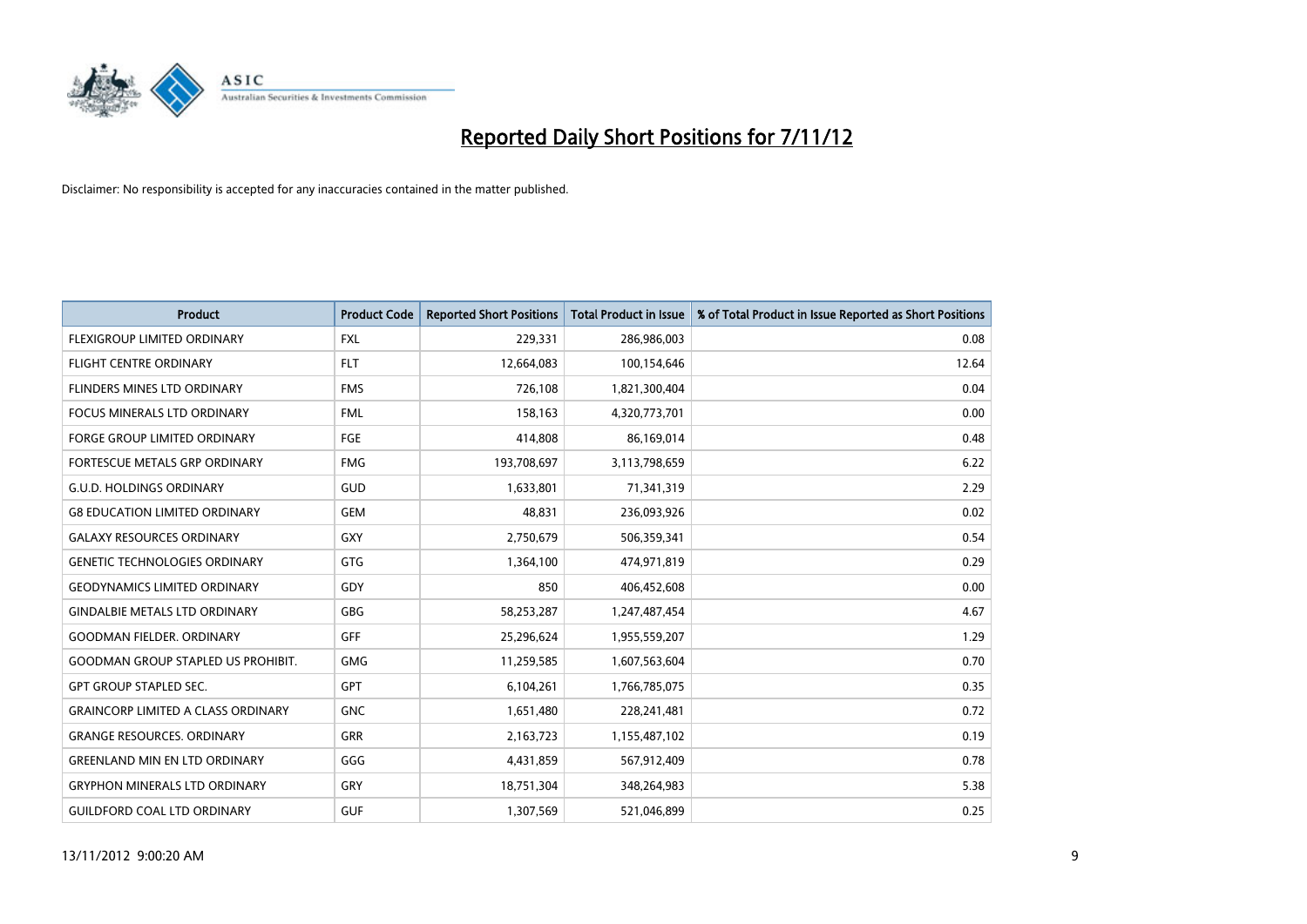# Reported Daily Short Positions for 7/11/12

Disclaimer: No responsibility is accepted for any inaccuracies contained in the matter published.

| Product | Product Code | Reported Short Positions | Total Product in Issue | % of Total Product in Issue Reported as Short Positions |
|---|---|---|---|---|
| FLEXIGROUP LIMITED ORDINARY | FXL | 229,331 | 286,986,003 | 0.08 |
| FLIGHT CENTRE ORDINARY | FLT | 12,664,083 | 100,154,646 | 12.64 |
| FLINDERS MINES LTD ORDINARY | FMS | 726,108 | 1,821,300,404 | 0.04 |
| FOCUS MINERALS LTD ORDINARY | FML | 158,163 | 4,320,773,701 | 0.00 |
| FORGE GROUP LIMITED ORDINARY | FGE | 414,808 | 86,169,014 | 0.48 |
| FORTESCUE METALS GRP ORDINARY | FMG | 193,708,697 | 3,113,798,659 | 6.22 |
| G.U.D. HOLDINGS ORDINARY | GUD | 1,633,801 | 71,341,319 | 2.29 |
| G8 EDUCATION LIMITED ORDINARY | GEM | 48,831 | 236,093,926 | 0.02 |
| GALAXY RESOURCES ORDINARY | GXY | 2,750,679 | 506,359,341 | 0.54 |
| GENETIC TECHNOLOGIES ORDINARY | GTG | 1,364,100 | 474,971,819 | 0.29 |
| GEODYNAMICS LIMITED ORDINARY | GDY | 850 | 406,452,608 | 0.00 |
| GINDALBIE METALS LTD ORDINARY | GBG | 58,253,287 | 1,247,487,454 | 4.67 |
| GOODMAN FIELDER. ORDINARY | GFF | 25,296,624 | 1,955,559,207 | 1.29 |
| GOODMAN GROUP STAPLED US PROHIBIT. | GMG | 11,259,585 | 1,607,563,604 | 0.70 |
| GPT GROUP STAPLED SEC. | GPT | 6,104,261 | 1,766,785,075 | 0.35 |
| GRAINCORP LIMITED A CLASS ORDINARY | GNC | 1,651,480 | 228,241,481 | 0.72 |
| GRANGE RESOURCES. ORDINARY | GRR | 2,163,723 | 1,155,487,102 | 0.19 |
| GREENLAND MIN EN LTD ORDINARY | GGG | 4,431,859 | 567,912,409 | 0.78 |
| GRYPHON MINERALS LTD ORDINARY | GRY | 18,751,304 | 348,264,983 | 5.38 |
| GUILDFORD COAL LTD ORDINARY | GUF | 1,307,569 | 521,046,899 | 0.25 |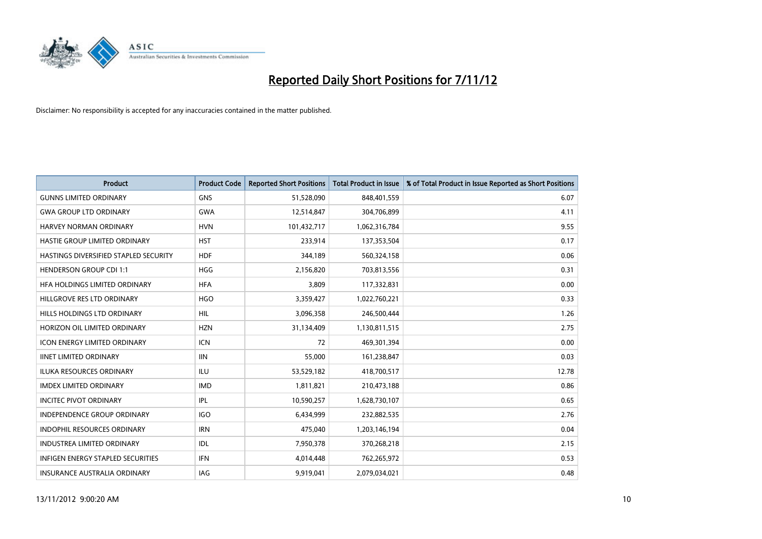# Reported Daily Short Positions for 7/11/12

Disclaimer: No responsibility is accepted for any inaccuracies contained in the matter published.

| Product | Product Code | Reported Short Positions | Total Product in Issue | % of Total Product in Issue Reported as Short Positions |
|---|---|---|---|---|
| GUNNS LIMITED ORDINARY | GNS | 51,528,090 | 848,401,559 | 6.07 |
| GWA GROUP LTD ORDINARY | GWA | 12,514,847 | 304,706,899 | 4.11 |
| HARVEY NORMAN ORDINARY | HVN | 101,432,717 | 1,062,316,784 | 9.55 |
| HASTIE GROUP LIMITED ORDINARY | HST | 233,914 | 137,353,504 | 0.17 |
| HASTINGS DIVERSIFIED STAPLED SECURITY | HDF | 344,189 | 560,324,158 | 0.06 |
| HENDERSON GROUP CDI 1:1 | HGG | 2,156,820 | 703,813,556 | 0.31 |
| HFA HOLDINGS LIMITED ORDINARY | HFA | 3,809 | 117,332,831 | 0.00 |
| HILLGROVE RES LTD ORDINARY | HGO | 3,359,427 | 1,022,760,221 | 0.33 |
| HILLS HOLDINGS LTD ORDINARY | HIL | 3,096,358 | 246,500,444 | 1.26 |
| HORIZON OIL LIMITED ORDINARY | HZN | 31,134,409 | 1,130,811,515 | 2.75 |
| ICON ENERGY LIMITED ORDINARY | ICN | 72 | 469,301,394 | 0.00 |
| IINET LIMITED ORDINARY | IIN | 55,000 | 161,238,847 | 0.03 |
| ILUKA RESOURCES ORDINARY | ILU | 53,529,182 | 418,700,517 | 12.78 |
| IMDEX LIMITED ORDINARY | IMD | 1,811,821 | 210,473,188 | 0.86 |
| INCITEC PIVOT ORDINARY | IPL | 10,590,257 | 1,628,730,107 | 0.65 |
| INDEPENDENCE GROUP ORDINARY | IGO | 6,434,999 | 232,882,535 | 2.76 |
| INDOPHIL RESOURCES ORDINARY | IRN | 475,040 | 1,203,146,194 | 0.04 |
| INDUSTREA LIMITED ORDINARY | IDL | 7,950,378 | 370,268,218 | 2.15 |
| INFIGEN ENERGY STAPLED SECURITIES | IFN | 4,014,448 | 762,265,972 | 0.53 |
| INSURANCE AUSTRALIA ORDINARY | IAG | 9,919,041 | 2,079,034,021 | 0.48 |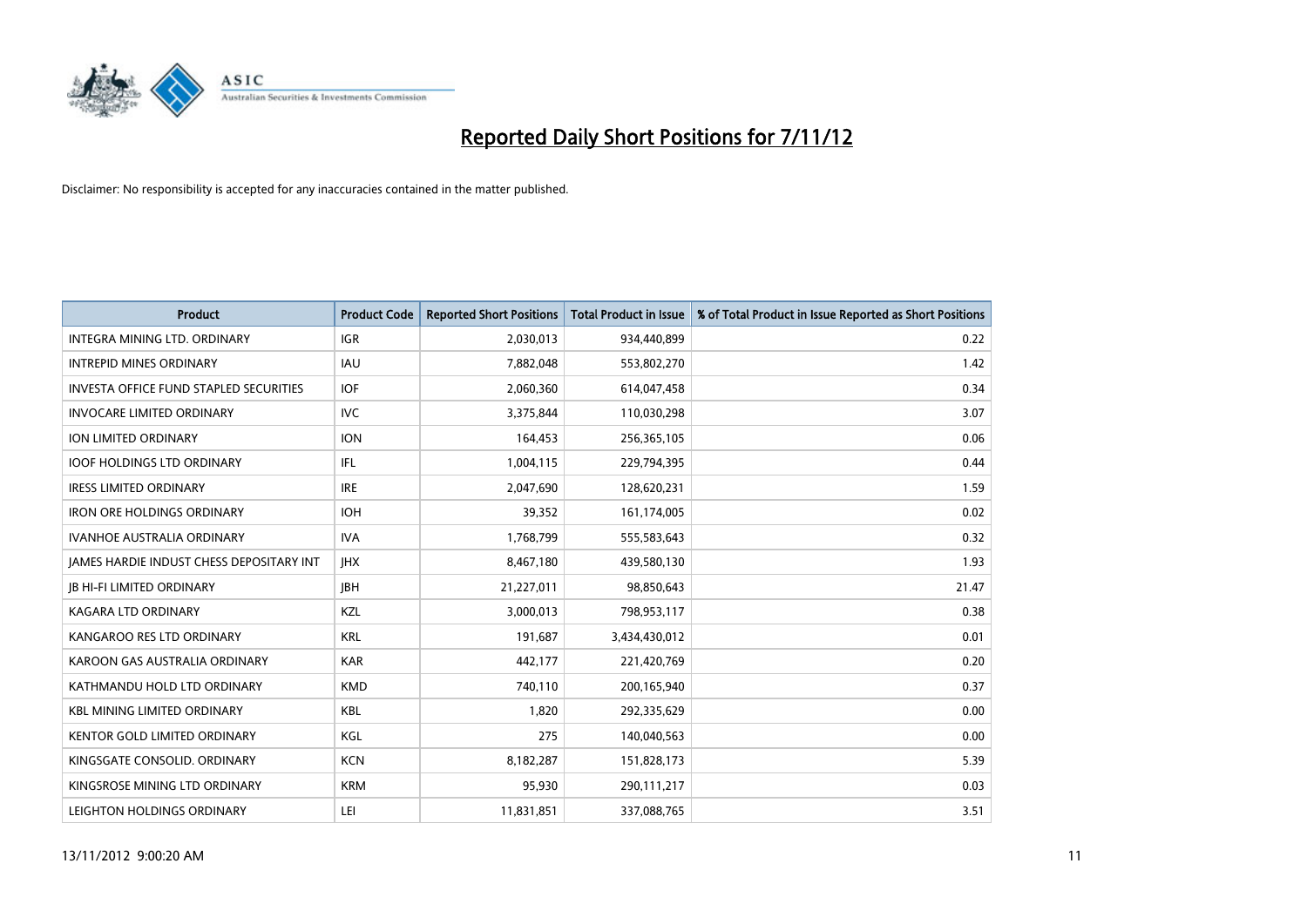# Reported Daily Short Positions for 7/11/12

Disclaimer: No responsibility is accepted for any inaccuracies contained in the matter published.

| Product | Product Code | Reported Short Positions | Total Product in Issue | % of Total Product in Issue Reported as Short Positions |
|---|---|---|---|---|
| INTEGRA MINING LTD. ORDINARY | IGR | 2,030,013 | 934,440,899 | 0.22 |
| INTREPID MINES ORDINARY | IAU | 7,882,048 | 553,802,270 | 1.42 |
| INVESTA OFFICE FUND STAPLED SECURITIES | IOF | 2,060,360 | 614,047,458 | 0.34 |
| INVOCARE LIMITED ORDINARY | IVC | 3,375,844 | 110,030,298 | 3.07 |
| ION LIMITED ORDINARY | ION | 164,453 | 256,365,105 | 0.06 |
| IOOF HOLDINGS LTD ORDINARY | IFL | 1,004,115 | 229,794,395 | 0.44 |
| IRESS LIMITED ORDINARY | IRE | 2,047,690 | 128,620,231 | 1.59 |
| IRON ORE HOLDINGS ORDINARY | IOH | 39,352 | 161,174,005 | 0.02 |
| IVANHOE AUSTRALIA ORDINARY | IVA | 1,768,799 | 555,583,643 | 0.32 |
| JAMES HARDIE INDUST CHESS DEPOSITARY INT | JHX | 8,467,180 | 439,580,130 | 1.93 |
| JB HI-FI LIMITED ORDINARY | JBH | 21,227,011 | 98,850,643 | 21.47 |
| KAGARA LTD ORDINARY | KZL | 3,000,013 | 798,953,117 | 0.38 |
| KANGAROO RES LTD ORDINARY | KRL | 191,687 | 3,434,430,012 | 0.01 |
| KAROON GAS AUSTRALIA ORDINARY | KAR | 442,177 | 221,420,769 | 0.20 |
| KATHMANDU HOLD LTD ORDINARY | KMD | 740,110 | 200,165,940 | 0.37 |
| KBL MINING LIMITED ORDINARY | KBL | 1,820 | 292,335,629 | 0.00 |
| KENTOR GOLD LIMITED ORDINARY | KGL | 275 | 140,040,563 | 0.00 |
| KINGSGATE CONSOLID. ORDINARY | KCN | 8,182,287 | 151,828,173 | 5.39 |
| KINGSROSE MINING LTD ORDINARY | KRM | 95,930 | 290,111,217 | 0.03 |
| LEIGHTON HOLDINGS ORDINARY | LEI | 11,831,851 | 337,088,765 | 3.51 |

13/11/2012 9:00:20 AM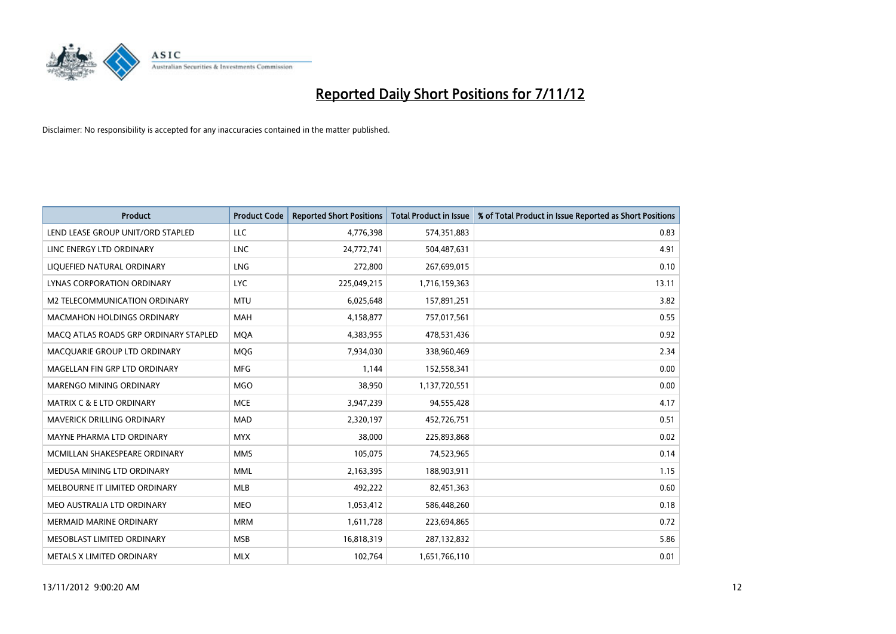# Reported Daily Short Positions for 7/11/12

Disclaimer: No responsibility is accepted for any inaccuracies contained in the matter published.

| Product | Product Code | Reported Short Positions | Total Product in Issue | % of Total Product in Issue Reported as Short Positions |
|---|---|---|---|---|
| LEND LEASE GROUP UNIT/ORD STAPLED | LLC | 4,776,398 | 574,351,883 | 0.83 |
| LINC ENERGY LTD ORDINARY | LNC | 24,772,741 | 504,487,631 | 4.91 |
| LIQUEFIED NATURAL ORDINARY | LNG | 272,800 | 267,699,015 | 0.10 |
| LYNAS CORPORATION ORDINARY | LYC | 225,049,215 | 1,716,159,363 | 13.11 |
| M2 TELECOMMUNICATION ORDINARY | MTU | 6,025,648 | 157,891,251 | 3.82 |
| MACMAHON HOLDINGS ORDINARY | MAH | 4,158,877 | 757,017,561 | 0.55 |
| MACQ ATLAS ROADS GRP ORDINARY STAPLED | MQA | 4,383,955 | 478,531,436 | 0.92 |
| MACQUARIE GROUP LTD ORDINARY | MQG | 7,934,030 | 338,960,469 | 2.34 |
| MAGELLAN FIN GRP LTD ORDINARY | MFG | 1,144 | 152,558,341 | 0.00 |
| MARENGO MINING ORDINARY | MGO | 38,950 | 1,137,720,551 | 0.00 |
| MATRIX C & E LTD ORDINARY | MCE | 3,947,239 | 94,555,428 | 4.17 |
| MAVERICK DRILLING ORDINARY | MAD | 2,320,197 | 452,726,751 | 0.51 |
| MAYNE PHARMA LTD ORDINARY | MYX | 38,000 | 225,893,868 | 0.02 |
| MCMILLAN SHAKESPEARE ORDINARY | MMS | 105,075 | 74,523,965 | 0.14 |
| MEDUSA MINING LTD ORDINARY | MML | 2,163,395 | 188,903,911 | 1.15 |
| MELBOURNE IT LIMITED ORDINARY | MLB | 492,222 | 82,451,363 | 0.60 |
| MEO AUSTRALIA LTD ORDINARY | MEO | 1,053,412 | 586,448,260 | 0.18 |
| MERMAID MARINE ORDINARY | MRM | 1,611,728 | 223,694,865 | 0.72 |
| MESOBLAST LIMITED ORDINARY | MSB | 16,818,319 | 287,132,832 | 5.86 |
| METALS X LIMITED ORDINARY | MLX | 102,764 | 1,651,766,110 | 0.01 |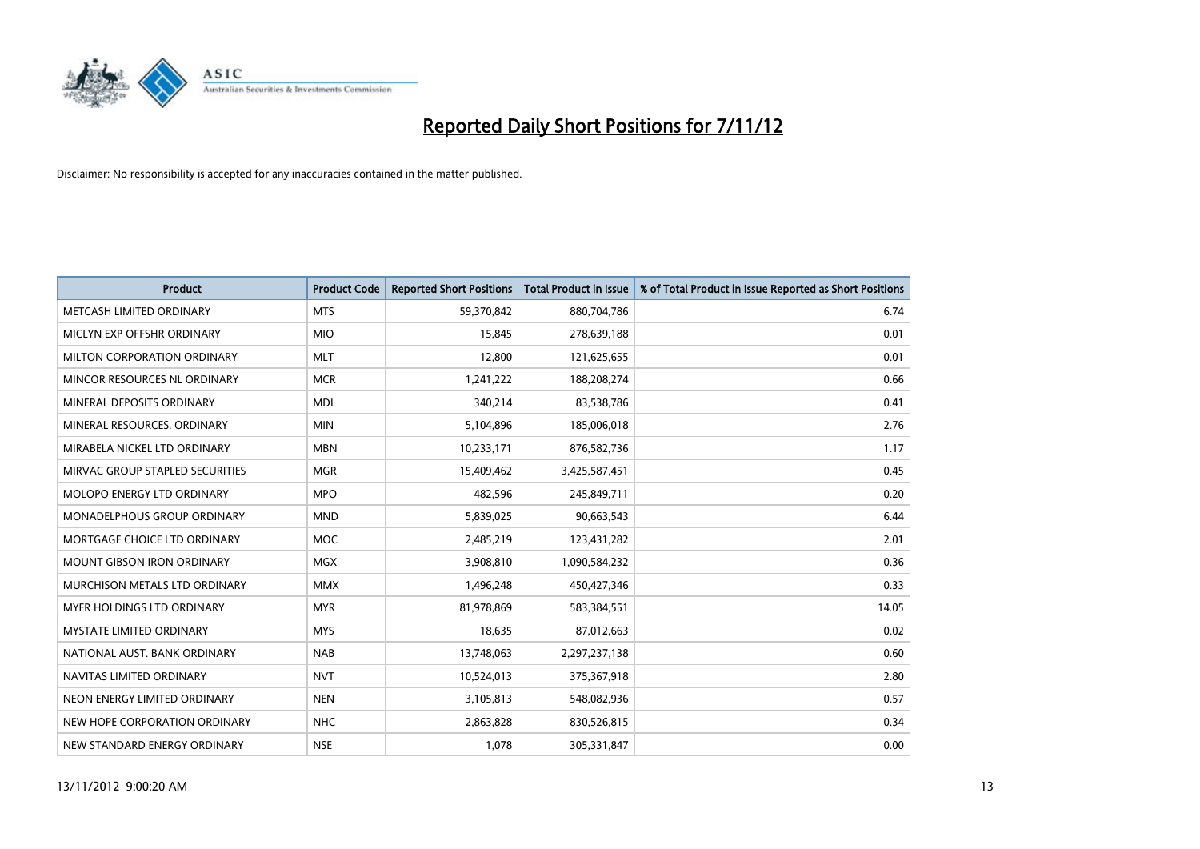# Reported Daily Short Positions for 7/11/12

Disclaimer: No responsibility is accepted for any inaccuracies contained in the matter published.

| Product | Product Code | Reported Short Positions | Total Product in Issue | % of Total Product in Issue Reported as Short Positions |
|---|---|---|---|---|
| METCASH LIMITED ORDINARY | MTS | 59,370,842 | 880,704,786 | 6.74 |
| MICLYN EXP OFFSHR ORDINARY | MIO | 15,845 | 278,639,188 | 0.01 |
| MILTON CORPORATION ORDINARY | MLT | 12,800 | 121,625,655 | 0.01 |
| MINCOR RESOURCES NL ORDINARY | MCR | 1,241,222 | 188,208,274 | 0.66 |
| MINERAL DEPOSITS ORDINARY | MDL | 340,214 | 83,538,786 | 0.41 |
| MINERAL RESOURCES. ORDINARY | MIN | 5,104,896 | 185,006,018 | 2.76 |
| MIRABELA NICKEL LTD ORDINARY | MBN | 10,233,171 | 876,582,736 | 1.17 |
| MIRVAC GROUP STAPLED SECURITIES | MGR | 15,409,462 | 3,425,587,451 | 0.45 |
| MOLOPO ENERGY LTD ORDINARY | MPO | 482,596 | 245,849,711 | 0.20 |
| MONADELPHOUS GROUP ORDINARY | MND | 5,839,025 | 90,663,543 | 6.44 |
| MORTGAGE CHOICE LTD ORDINARY | MOC | 2,485,219 | 123,431,282 | 2.01 |
| MOUNT GIBSON IRON ORDINARY | MGX | 3,908,810 | 1,090,584,232 | 0.36 |
| MURCHISON METALS LTD ORDINARY | MMX | 1,496,248 | 450,427,346 | 0.33 |
| MYER HOLDINGS LTD ORDINARY | MYR | 81,978,869 | 583,384,551 | 14.05 |
| MYSTATE LIMITED ORDINARY | MYS | 18,635 | 87,012,663 | 0.02 |
| NATIONAL AUST. BANK ORDINARY | NAB | 13,748,063 | 2,297,237,138 | 0.60 |
| NAVITAS LIMITED ORDINARY | NVT | 10,524,013 | 375,367,918 | 2.80 |
| NEON ENERGY LIMITED ORDINARY | NEN | 3,105,813 | 548,082,936 | 0.57 |
| NEW HOPE CORPORATION ORDINARY | NHC | 2,863,828 | 830,526,815 | 0.34 |
| NEW STANDARD ENERGY ORDINARY | NSE | 1,078 | 305,331,847 | 0.00 |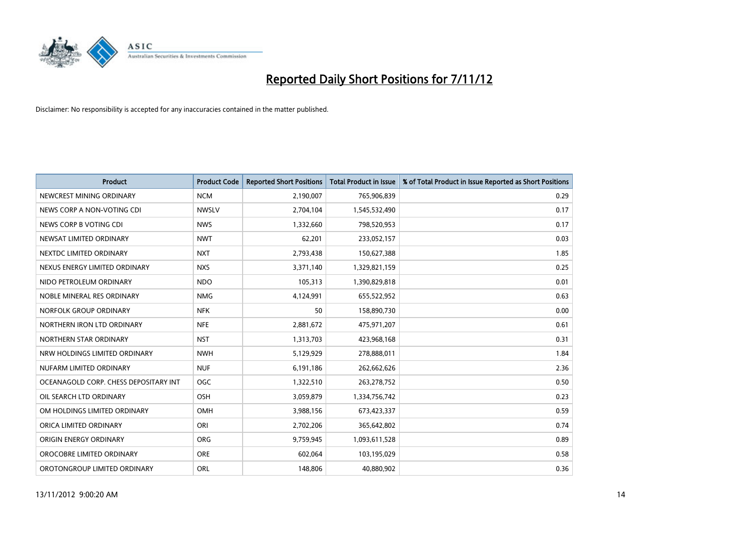# Reported Daily Short Positions for 7/11/12

Disclaimer: No responsibility is accepted for any inaccuracies contained in the matter published.

| Product | Product Code | Reported Short Positions | Total Product in Issue | % of Total Product in Issue Reported as Short Positions |
|---|---|---|---|---|
| NEWCREST MINING ORDINARY | NCM | 2,190,007 | 765,906,839 | 0.29 |
| NEWS CORP A NON-VOTING CDI | NWSLV | 2,704,104 | 1,545,532,490 | 0.17 |
| NEWS CORP B VOTING CDI | NWS | 1,332,660 | 798,520,953 | 0.17 |
| NEWSAT LIMITED ORDINARY | NWT | 62,201 | 233,052,157 | 0.03 |
| NEXTDC LIMITED ORDINARY | NXT | 2,793,438 | 150,627,388 | 1.85 |
| NEXUS ENERGY LIMITED ORDINARY | NXS | 3,371,140 | 1,329,821,159 | 0.25 |
| NIDO PETROLEUM ORDINARY | NDO | 105,313 | 1,390,829,818 | 0.01 |
| NOBLE MINERAL RES ORDINARY | NMG | 4,124,991 | 655,522,952 | 0.63 |
| NORFOLK GROUP ORDINARY | NFK | 50 | 158,890,730 | 0.00 |
| NORTHERN IRON LTD ORDINARY | NFE | 2,881,672 | 475,971,207 | 0.61 |
| NORTHERN STAR ORDINARY | NST | 1,313,703 | 423,968,168 | 0.31 |
| NRW HOLDINGS LIMITED ORDINARY | NWH | 5,129,929 | 278,888,011 | 1.84 |
| NUFARM LIMITED ORDINARY | NUF | 6,191,186 | 262,662,626 | 2.36 |
| OCEANAGOLD CORP. CHESS DEPOSITARY INT | OGC | 1,322,510 | 263,278,752 | 0.50 |
| OIL SEARCH LTD ORDINARY | OSH | 3,059,879 | 1,334,756,742 | 0.23 |
| OM HOLDINGS LIMITED ORDINARY | OMH | 3,988,156 | 673,423,337 | 0.59 |
| ORICA LIMITED ORDINARY | ORI | 2,702,206 | 365,642,802 | 0.74 |
| ORIGIN ENERGY ORDINARY | ORG | 9,759,945 | 1,093,611,528 | 0.89 |
| OROCOBRE LIMITED ORDINARY | ORE | 602,064 | 103,195,029 | 0.58 |
| OROTONGROUP LIMITED ORDINARY | ORL | 148,806 | 40,880,902 | 0.36 |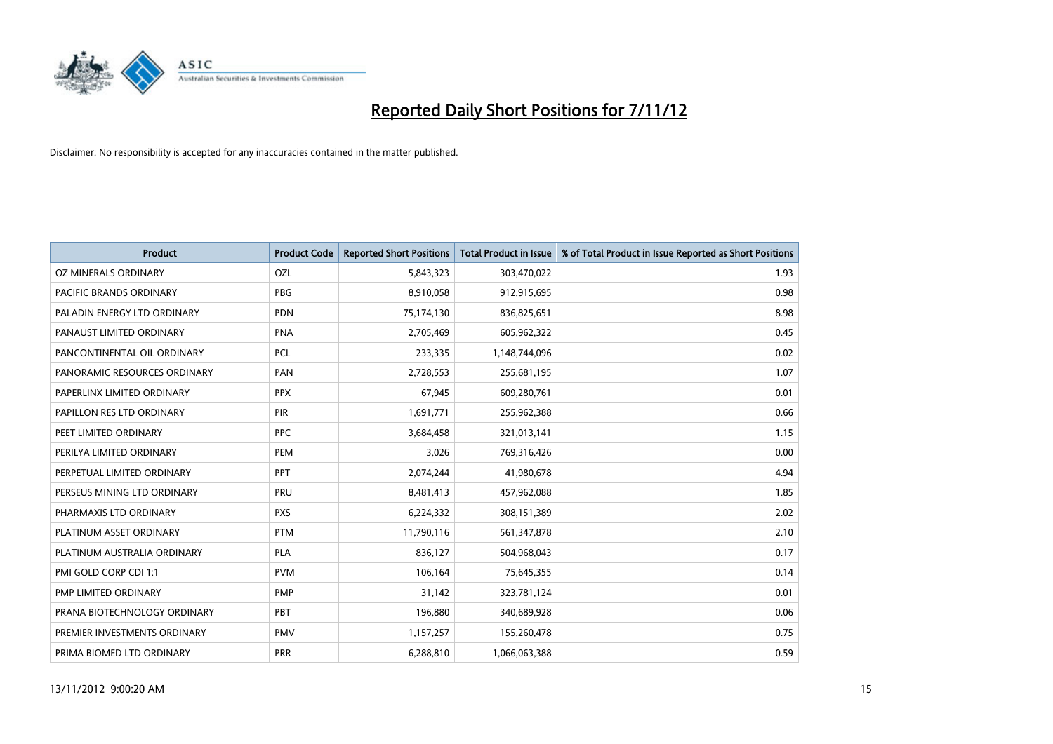# Reported Daily Short Positions for 7/11/12

Disclaimer: No responsibility is accepted for any inaccuracies contained in the matter published.

| Product | Product Code | Reported Short Positions | Total Product in Issue | % of Total Product in Issue Reported as Short Positions |
|---|---|---|---|---|
| OZ MINERALS ORDINARY | OZL | 5,843,323 | 303,470,022 | 1.93 |
| PACIFIC BRANDS ORDINARY | PBG | 8,910,058 | 912,915,695 | 0.98 |
| PALADIN ENERGY LTD ORDINARY | PDN | 75,174,130 | 836,825,651 | 8.98 |
| PANAUST LIMITED ORDINARY | PNA | 2,705,469 | 605,962,322 | 0.45 |
| PANCONTINENTAL OIL ORDINARY | PCL | 233,335 | 1,148,744,096 | 0.02 |
| PANORAMIC RESOURCES ORDINARY | PAN | 2,728,553 | 255,681,195 | 1.07 |
| PAPERLINX LIMITED ORDINARY | PPX | 67,945 | 609,280,761 | 0.01 |
| PAPILLON RES LTD ORDINARY | PIR | 1,691,771 | 255,962,388 | 0.66 |
| PEET LIMITED ORDINARY | PPC | 3,684,458 | 321,013,141 | 1.15 |
| PERILYA LIMITED ORDINARY | PEM | 3,026 | 769,316,426 | 0.00 |
| PERPETUAL LIMITED ORDINARY | PPT | 2,074,244 | 41,980,678 | 4.94 |
| PERSEUS MINING LTD ORDINARY | PRU | 8,481,413 | 457,962,088 | 1.85 |
| PHARMAXIS LTD ORDINARY | PXS | 6,224,332 | 308,151,389 | 2.02 |
| PLATINUM ASSET ORDINARY | PTM | 11,790,116 | 561,347,878 | 2.10 |
| PLATINUM AUSTRALIA ORDINARY | PLA | 836,127 | 504,968,043 | 0.17 |
| PMI GOLD CORP CDI 1:1 | PVM | 106,164 | 75,645,355 | 0.14 |
| PMP LIMITED ORDINARY | PMP | 31,142 | 323,781,124 | 0.01 |
| PRANA BIOTECHNOLOGY ORDINARY | PBT | 196,880 | 340,689,928 | 0.06 |
| PREMIER INVESTMENTS ORDINARY | PMV | 1,157,257 | 155,260,478 | 0.75 |
| PRIMA BIOMED LTD ORDINARY | PRR | 6,288,810 | 1,066,063,388 | 0.59 |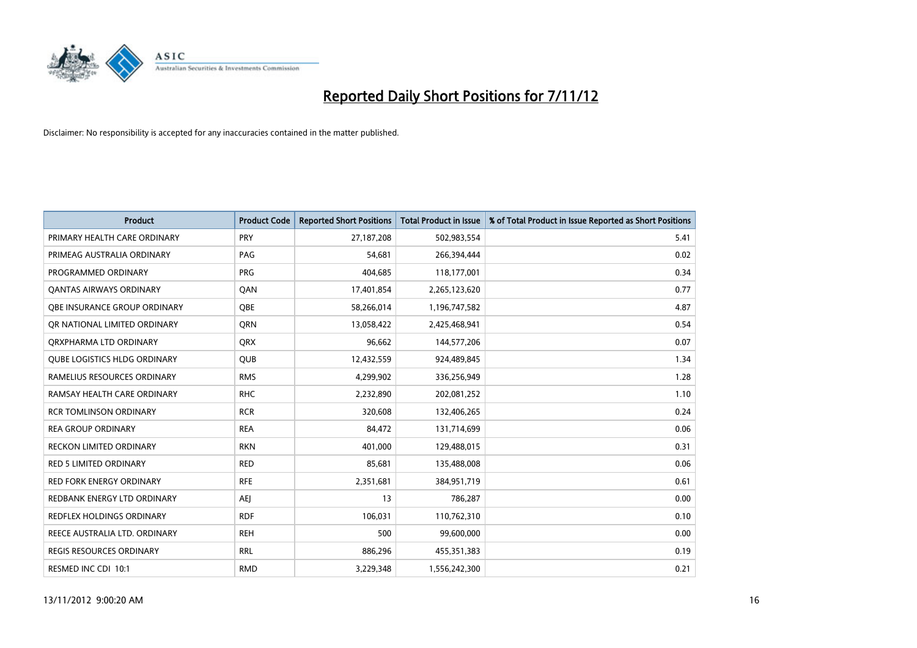# Reported Daily Short Positions for 7/11/12

Disclaimer: No responsibility is accepted for any inaccuracies contained in the matter published.

| Product | Product Code | Reported Short Positions | Total Product in Issue | % of Total Product in Issue Reported as Short Positions |
|---|---|---|---|---|
| PRIMARY HEALTH CARE ORDINARY | PRY | 27,187,208 | 502,983,554 | 5.41 |
| PRIMEAG AUSTRALIA ORDINARY | PAG | 54,681 | 266,394,444 | 0.02 |
| PROGRAMMED ORDINARY | PRG | 404,685 | 118,177,001 | 0.34 |
| QANTAS AIRWAYS ORDINARY | QAN | 17,401,854 | 2,265,123,620 | 0.77 |
| QBE INSURANCE GROUP ORDINARY | QBE | 58,266,014 | 1,196,747,582 | 4.87 |
| QR NATIONAL LIMITED ORDINARY | QRN | 13,058,422 | 2,425,468,941 | 0.54 |
| QRXPHARMA LTD ORDINARY | QRX | 96,662 | 144,577,206 | 0.07 |
| QUBE LOGISTICS HLDG ORDINARY | QUB | 12,432,559 | 924,489,845 | 1.34 |
| RAMELIUS RESOURCES ORDINARY | RMS | 4,299,902 | 336,256,949 | 1.28 |
| RAMSAY HEALTH CARE ORDINARY | RHC | 2,232,890 | 202,081,252 | 1.10 |
| RCR TOMLINSON ORDINARY | RCR | 320,608 | 132,406,265 | 0.24 |
| REA GROUP ORDINARY | REA | 84,472 | 131,714,699 | 0.06 |
| RECKON LIMITED ORDINARY | RKN | 401,000 | 129,488,015 | 0.31 |
| RED 5 LIMITED ORDINARY | RED | 85,681 | 135,488,008 | 0.06 |
| RED FORK ENERGY ORDINARY | RFE | 2,351,681 | 384,951,719 | 0.61 |
| REDBANK ENERGY LTD ORDINARY | AEJ | 13 | 786,287 | 0.00 |
| REDFLEX HOLDINGS ORDINARY | RDF | 106,031 | 110,762,310 | 0.10 |
| REECE AUSTRALIA LTD. ORDINARY | REH | 500 | 99,600,000 | 0.00 |
| REGIS RESOURCES ORDINARY | RRL | 886,296 | 455,351,383 | 0.19 |
| RESMED INC CDI 10:1 | RMD | 3,229,348 | 1,556,242,300 | 0.21 |

13/11/2012 9:00:20 AM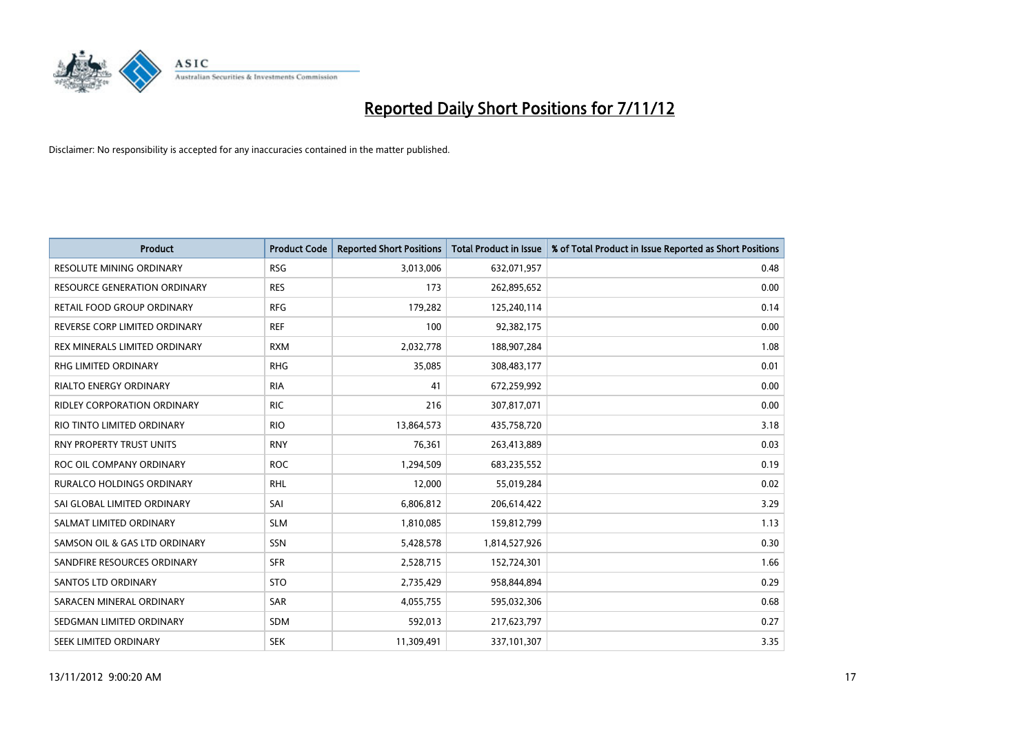# Reported Daily Short Positions for 7/11/12

Disclaimer: No responsibility is accepted for any inaccuracies contained in the matter published.

| Product | Product Code | Reported Short Positions | Total Product in Issue | % of Total Product in Issue Reported as Short Positions |
|---|---|---|---|---|
| RESOLUTE MINING ORDINARY | RSG | 3,013,006 | 632,071,957 | 0.48 |
| RESOURCE GENERATION ORDINARY | RES | 173 | 262,895,652 | 0.00 |
| RETAIL FOOD GROUP ORDINARY | RFG | 179,282 | 125,240,114 | 0.14 |
| REVERSE CORP LIMITED ORDINARY | REF | 100 | 92,382,175 | 0.00 |
| REX MINERALS LIMITED ORDINARY | RXM | 2,032,778 | 188,907,284 | 1.08 |
| RHG LIMITED ORDINARY | RHG | 35,085 | 308,483,177 | 0.01 |
| RIALTO ENERGY ORDINARY | RIA | 41 | 672,259,992 | 0.00 |
| RIDLEY CORPORATION ORDINARY | RIC | 216 | 307,817,071 | 0.00 |
| RIO TINTO LIMITED ORDINARY | RIO | 13,864,573 | 435,758,720 | 3.18 |
| RNY PROPERTY TRUST UNITS | RNY | 76,361 | 263,413,889 | 0.03 |
| ROC OIL COMPANY ORDINARY | ROC | 1,294,509 | 683,235,552 | 0.19 |
| RURALCO HOLDINGS ORDINARY | RHL | 12,000 | 55,019,284 | 0.02 |
| SAI GLOBAL LIMITED ORDINARY | SAI | 6,806,812 | 206,614,422 | 3.29 |
| SALMAT LIMITED ORDINARY | SLM | 1,810,085 | 159,812,799 | 1.13 |
| SAMSON OIL & GAS LTD ORDINARY | SSN | 5,428,578 | 1,814,527,926 | 0.30 |
| SANDFIRE RESOURCES ORDINARY | SFR | 2,528,715 | 152,724,301 | 1.66 |
| SANTOS LTD ORDINARY | STO | 2,735,429 | 958,844,894 | 0.29 |
| SARACEN MINERAL ORDINARY | SAR | 4,055,755 | 595,032,306 | 0.68 |
| SEDGMAN LIMITED ORDINARY | SDM | 592,013 | 217,623,797 | 0.27 |
| SEEK LIMITED ORDINARY | SEK | 11,309,491 | 337,101,307 | 3.35 |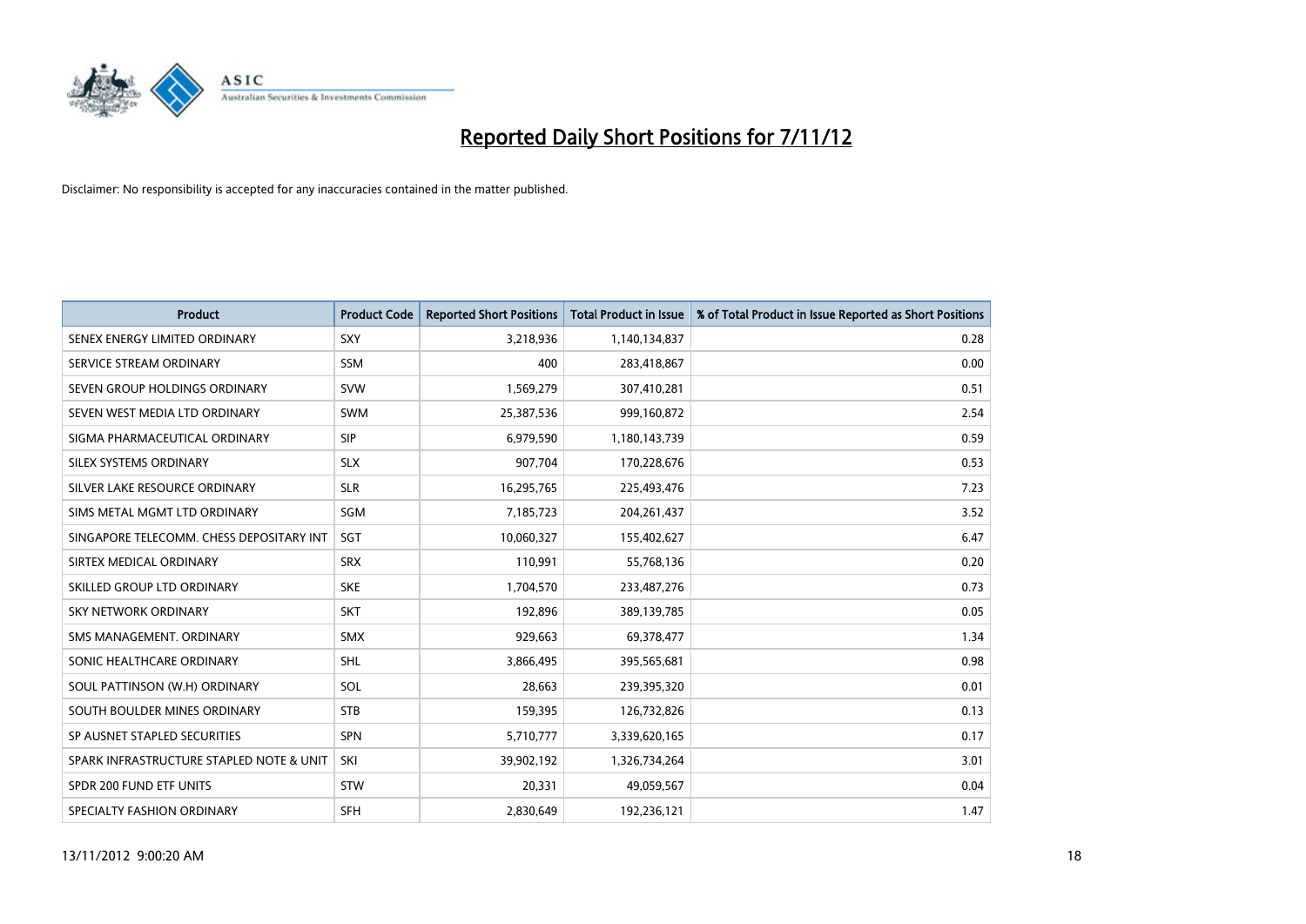# Reported Daily Short Positions for 7/11/12

Disclaimer: No responsibility is accepted for any inaccuracies contained in the matter published.

| Product | Product Code | Reported Short Positions | Total Product in Issue | % of Total Product in Issue Reported as Short Positions |
|---|---|---|---|---|
| SENEX ENERGY LIMITED ORDINARY | SXY | 3,218,936 | 1,140,134,837 | 0.28 |
| SERVICE STREAM ORDINARY | SSM | 400 | 283,418,867 | 0.00 |
| SEVEN GROUP HOLDINGS ORDINARY | SVW | 1,569,279 | 307,410,281 | 0.51 |
| SEVEN WEST MEDIA LTD ORDINARY | SWM | 25,387,536 | 999,160,872 | 2.54 |
| SIGMA PHARMACEUTICAL ORDINARY | SIP | 6,979,590 | 1,180,143,739 | 0.59 |
| SILEX SYSTEMS ORDINARY | SLX | 907,704 | 170,228,676 | 0.53 |
| SILVER LAKE RESOURCE ORDINARY | SLR | 16,295,765 | 225,493,476 | 7.23 |
| SIMS METAL MGMT LTD ORDINARY | SGM | 7,185,723 | 204,261,437 | 3.52 |
| SINGAPORE TELECOMM. CHESS DEPOSITARY INT | SGT | 10,060,327 | 155,402,627 | 6.47 |
| SIRTEX MEDICAL ORDINARY | SRX | 110,991 | 55,768,136 | 0.20 |
| SKILLED GROUP LTD ORDINARY | SKE | 1,704,570 | 233,487,276 | 0.73 |
| SKY NETWORK ORDINARY | SKT | 192,896 | 389,139,785 | 0.05 |
| SMS MANAGEMENT. ORDINARY | SMX | 929,663 | 69,378,477 | 1.34 |
| SONIC HEALTHCARE ORDINARY | SHL | 3,866,495 | 395,565,681 | 0.98 |
| SOUL PATTINSON (W.H) ORDINARY | SOL | 28,663 | 239,395,320 | 0.01 |
| SOUTH BOULDER MINES ORDINARY | STB | 159,395 | 126,732,826 | 0.13 |
| SP AUSNET STAPLED SECURITIES | SPN | 5,710,777 | 3,339,620,165 | 0.17 |
| SPARK INFRASTRUCTURE STAPLED NOTE & UNIT | SKI | 39,902,192 | 1,326,734,264 | 3.01 |
| SPDR 200 FUND ETF UNITS | STW | 20,331 | 49,059,567 | 0.04 |
| SPECIALTY FASHION ORDINARY | SFH | 2,830,649 | 192,236,121 | 1.47 |

13/11/2012 9:00:20 AM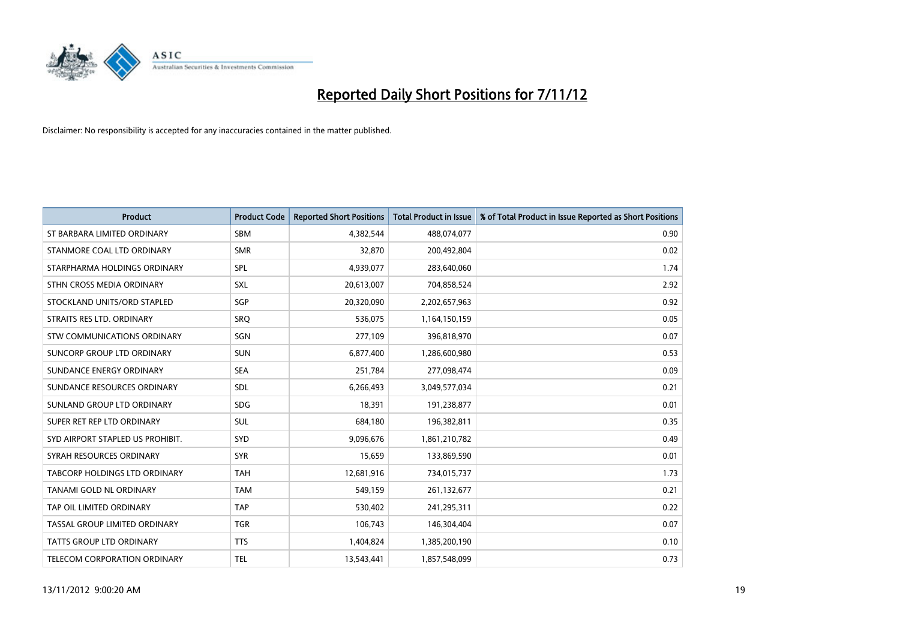# Reported Daily Short Positions for 7/11/12

Disclaimer: No responsibility is accepted for any inaccuracies contained in the matter published.

| Product | Product Code | Reported Short Positions | Total Product in Issue | % of Total Product in Issue Reported as Short Positions |
|---|---|---|---|---|
| ST BARBARA LIMITED ORDINARY | SBM | 4,382,544 | 488,074,077 | 0.90 |
| STANMORE COAL LTD ORDINARY | SMR | 32,870 | 200,492,804 | 0.02 |
| STARPHARMA HOLDINGS ORDINARY | SPL | 4,939,077 | 283,640,060 | 1.74 |
| STHN CROSS MEDIA ORDINARY | SXL | 20,613,007 | 704,858,524 | 2.92 |
| STOCKLAND UNITS/ORD STAPLED | SGP | 20,320,090 | 2,202,657,963 | 0.92 |
| STRAITS RES LTD. ORDINARY | SRQ | 536,075 | 1,164,150,159 | 0.05 |
| STW COMMUNICATIONS ORDINARY | SGN | 277,109 | 396,818,970 | 0.07 |
| SUNCORP GROUP LTD ORDINARY | SUN | 6,877,400 | 1,286,600,980 | 0.53 |
| SUNDANCE ENERGY ORDINARY | SEA | 251,784 | 277,098,474 | 0.09 |
| SUNDANCE RESOURCES ORDINARY | SDL | 6,266,493 | 3,049,577,034 | 0.21 |
| SUNLAND GROUP LTD ORDINARY | SDG | 18,391 | 191,238,877 | 0.01 |
| SUPER RET REP LTD ORDINARY | SUL | 684,180 | 196,382,811 | 0.35 |
| SYD AIRPORT STAPLED US PROHIBIT. | SYD | 9,096,676 | 1,861,210,782 | 0.49 |
| SYRAH RESOURCES ORDINARY | SYR | 15,659 | 133,869,590 | 0.01 |
| TABCORP HOLDINGS LTD ORDINARY | TAH | 12,681,916 | 734,015,737 | 1.73 |
| TANAMI GOLD NL ORDINARY | TAM | 549,159 | 261,132,677 | 0.21 |
| TAP OIL LIMITED ORDINARY | TAP | 530,402 | 241,295,311 | 0.22 |
| TASSAL GROUP LIMITED ORDINARY | TGR | 106,743 | 146,304,404 | 0.07 |
| TATTS GROUP LTD ORDINARY | TTS | 1,404,824 | 1,385,200,190 | 0.10 |
| TELECOM CORPORATION ORDINARY | TEL | 13,543,441 | 1,857,548,099 | 0.73 |

13/11/2012 9:00:20 AM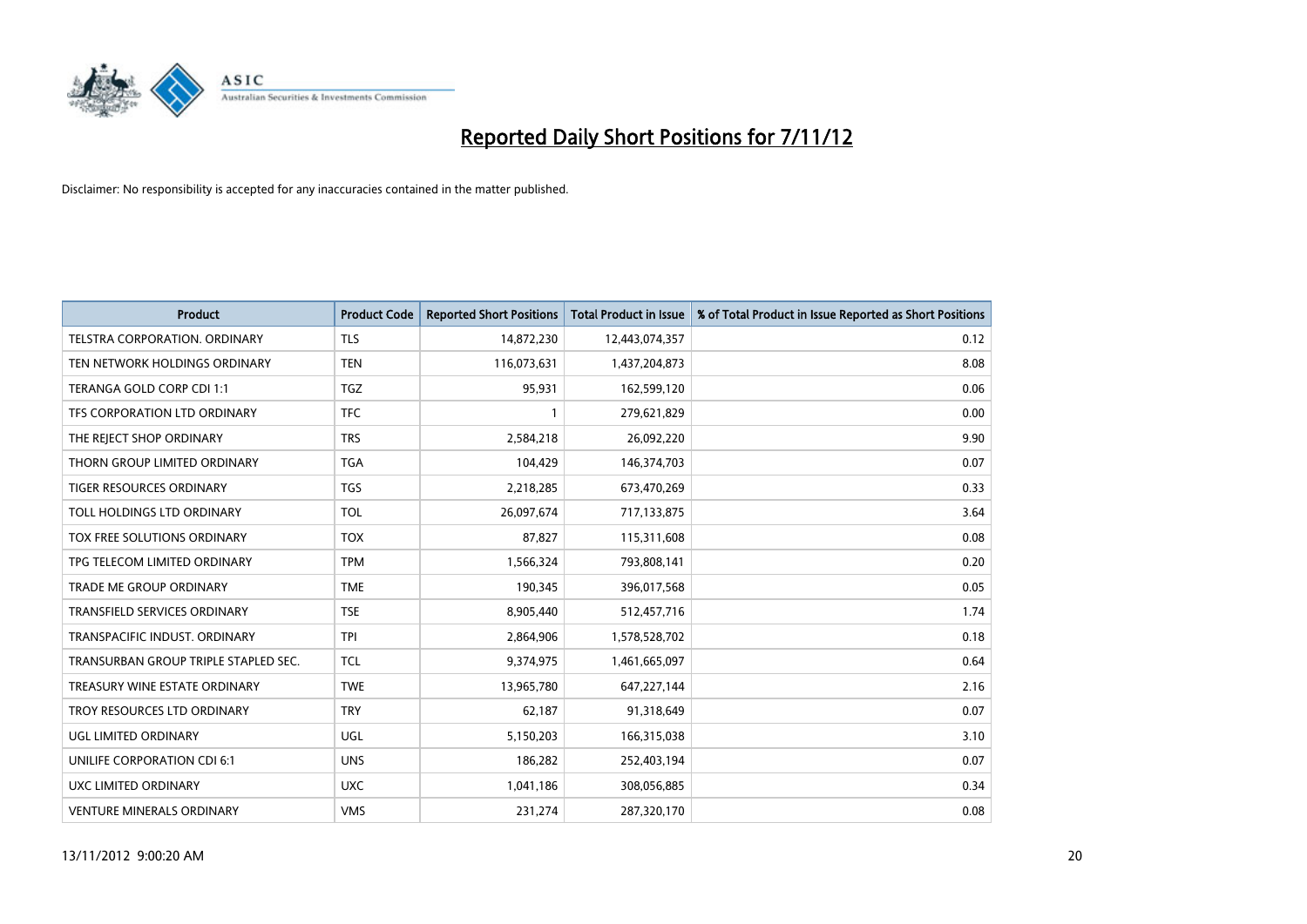# Reported Daily Short Positions for 7/11/12

Disclaimer: No responsibility is accepted for any inaccuracies contained in the matter published.

| Product | Product Code | Reported Short Positions | Total Product in Issue | % of Total Product in Issue Reported as Short Positions |
|---|---|---|---|---|
| TELSTRA CORPORATION. ORDINARY | TLS | 14,872,230 | 12,443,074,357 | 0.12 |
| TEN NETWORK HOLDINGS ORDINARY | TEN | 116,073,631 | 1,437,204,873 | 8.08 |
| TERANGA GOLD CORP CDI 1:1 | TGZ | 95,931 | 162,599,120 | 0.06 |
| TFS CORPORATION LTD ORDINARY | TFC | 1 | 279,621,829 | 0.00 |
| THE REJECT SHOP ORDINARY | TRS | 2,584,218 | 26,092,220 | 9.90 |
| THORN GROUP LIMITED ORDINARY | TGA | 104,429 | 146,374,703 | 0.07 |
| TIGER RESOURCES ORDINARY | TGS | 2,218,285 | 673,470,269 | 0.33 |
| TOLL HOLDINGS LTD ORDINARY | TOL | 26,097,674 | 717,133,875 | 3.64 |
| TOX FREE SOLUTIONS ORDINARY | TOX | 87,827 | 115,311,608 | 0.08 |
| TPG TELECOM LIMITED ORDINARY | TPM | 1,566,324 | 793,808,141 | 0.20 |
| TRADE ME GROUP ORDINARY | TME | 190,345 | 396,017,568 | 0.05 |
| TRANSFIELD SERVICES ORDINARY | TSE | 8,905,440 | 512,457,716 | 1.74 |
| TRANSPACIFIC INDUST. ORDINARY | TPI | 2,864,906 | 1,578,528,702 | 0.18 |
| TRANSURBAN GROUP TRIPLE STAPLED SEC. | TCL | 9,374,975 | 1,461,665,097 | 0.64 |
| TREASURY WINE ESTATE ORDINARY | TWE | 13,965,780 | 647,227,144 | 2.16 |
| TROY RESOURCES LTD ORDINARY | TRY | 62,187 | 91,318,649 | 0.07 |
| UGL LIMITED ORDINARY | UGL | 5,150,203 | 166,315,038 | 3.10 |
| UNILIFE CORPORATION CDI 6:1 | UNS | 186,282 | 252,403,194 | 0.07 |
| UXC LIMITED ORDINARY | UXC | 1,041,186 | 308,056,885 | 0.34 |
| VENTURE MINERALS ORDINARY | VMS | 231,274 | 287,320,170 | 0.08 |

13/11/2012 9:00:20 AM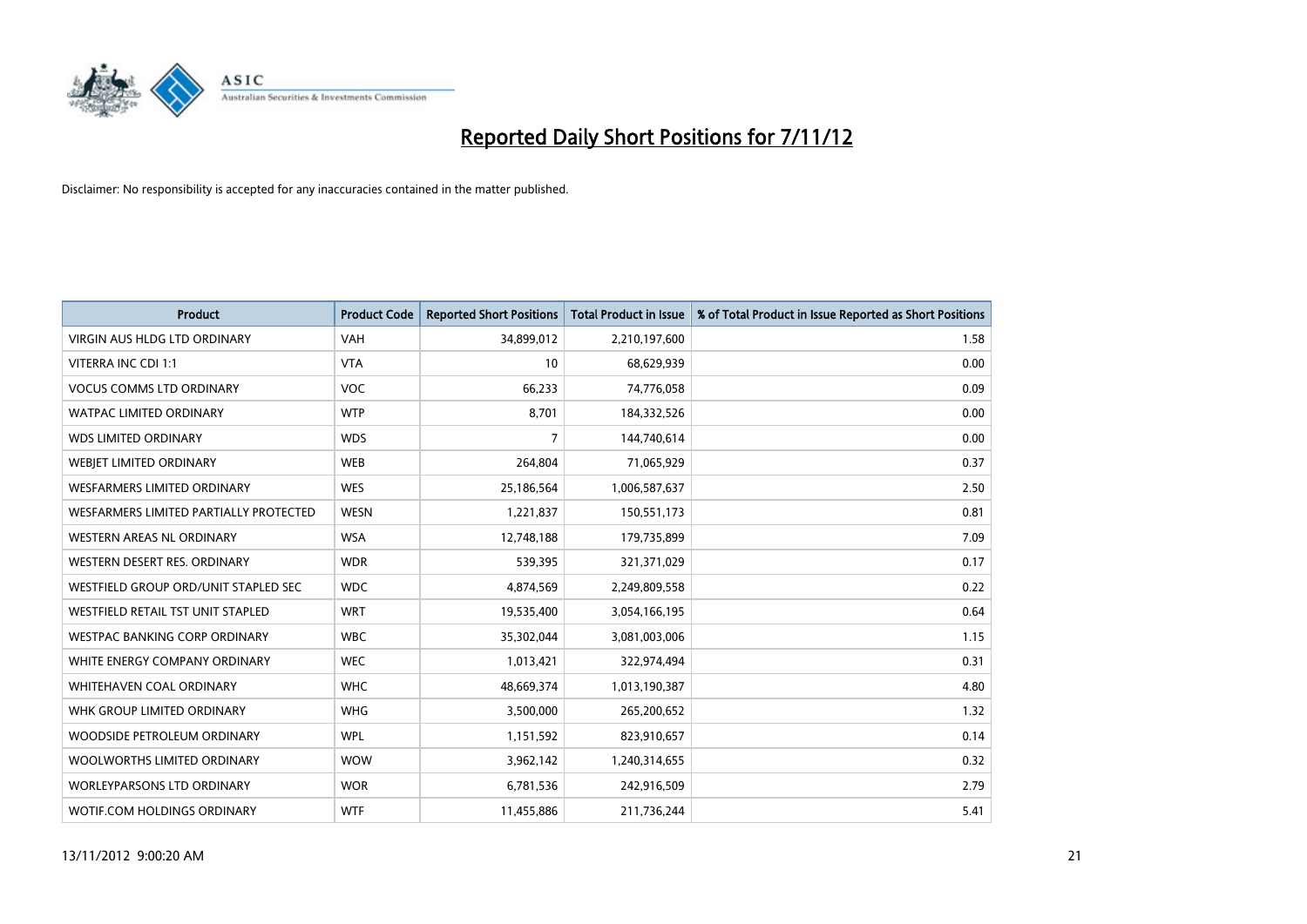# Reported Daily Short Positions for 7/11/12

Disclaimer: No responsibility is accepted for any inaccuracies contained in the matter published.

| Product | Product Code | Reported Short Positions | Total Product in Issue | % of Total Product in Issue Reported as Short Positions |
|---|---|---|---|---|
| VIRGIN AUS HLDG LTD ORDINARY | VAH | 34,899,012 | 2,210,197,600 | 1.58 |
| VITERRA INC CDI 1:1 | VTA | 10 | 68,629,939 | 0.00 |
| VOCUS COMMS LTD ORDINARY | VOC | 66,233 | 74,776,058 | 0.09 |
| WATPAC LIMITED ORDINARY | WTP | 8,701 | 184,332,526 | 0.00 |
| WDS LIMITED ORDINARY | WDS | 7 | 144,740,614 | 0.00 |
| WEBJET LIMITED ORDINARY | WEB | 264,804 | 71,065,929 | 0.37 |
| WESFARMERS LIMITED ORDINARY | WES | 25,186,564 | 1,006,587,637 | 2.50 |
| WESFARMERS LIMITED PARTIALLY PROTECTED | WESN | 1,221,837 | 150,551,173 | 0.81 |
| WESTERN AREAS NL ORDINARY | WSA | 12,748,188 | 179,735,899 | 7.09 |
| WESTERN DESERT RES. ORDINARY | WDR | 539,395 | 321,371,029 | 0.17 |
| WESTFIELD GROUP ORD/UNIT STAPLED SEC | WDC | 4,874,569 | 2,249,809,558 | 0.22 |
| WESTFIELD RETAIL TST UNIT STAPLED | WRT | 19,535,400 | 3,054,166,195 | 0.64 |
| WESTPAC BANKING CORP ORDINARY | WBC | 35,302,044 | 3,081,003,006 | 1.15 |
| WHITE ENERGY COMPANY ORDINARY | WEC | 1,013,421 | 322,974,494 | 0.31 |
| WHITEHAVEN COAL ORDINARY | WHC | 48,669,374 | 1,013,190,387 | 4.80 |
| WHK GROUP LIMITED ORDINARY | WHG | 3,500,000 | 265,200,652 | 1.32 |
| WOODSIDE PETROLEUM ORDINARY | WPL | 1,151,592 | 823,910,657 | 0.14 |
| WOOLWORTHS LIMITED ORDINARY | WOW | 3,962,142 | 1,240,314,655 | 0.32 |
| WORLEYPARSONS LTD ORDINARY | WOR | 6,781,536 | 242,916,509 | 2.79 |
| WOTIF.COM HOLDINGS ORDINARY | WTF | 11,455,886 | 211,736,244 | 5.41 |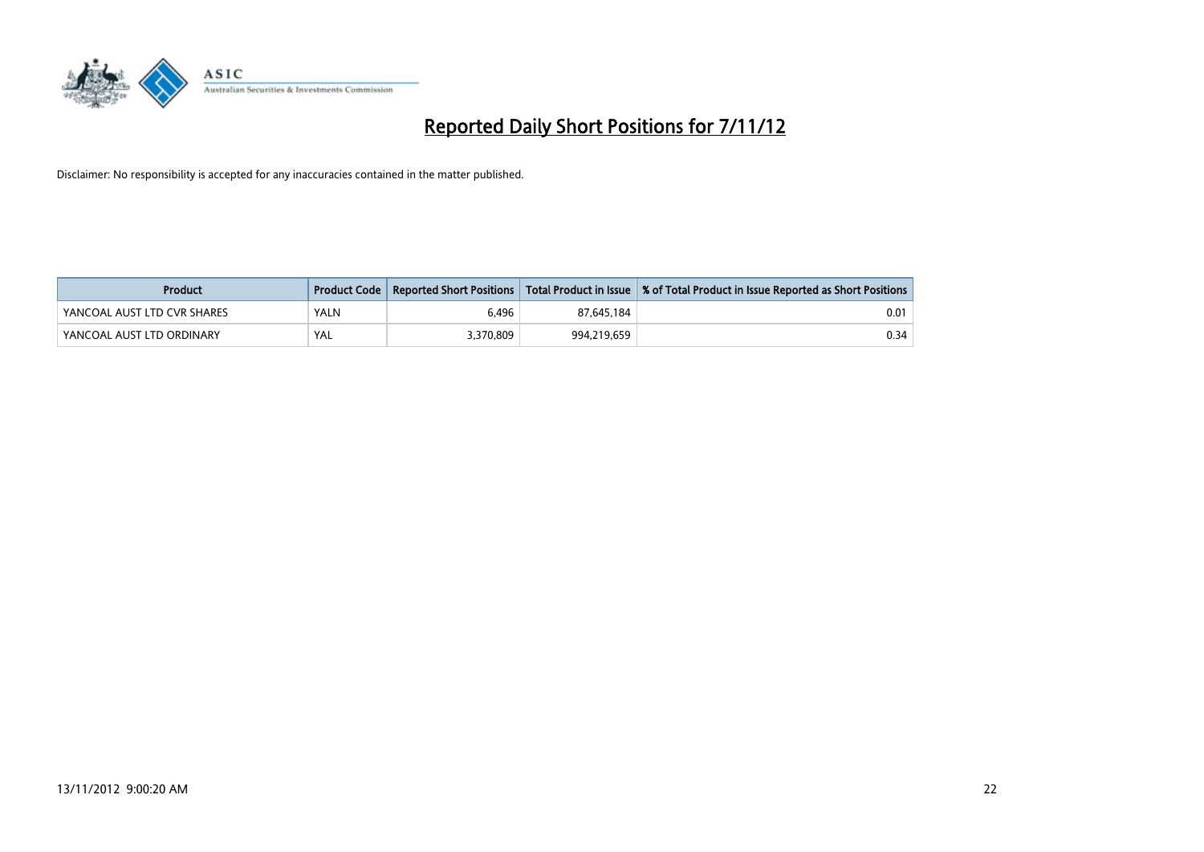# Reported Daily Short Positions for 7/11/12

Disclaimer: No responsibility is accepted for any inaccuracies contained in the matter published.

| Product | Product Code | Reported Short Positions | Total Product in Issue | % of Total Product in Issue Reported as Short Positions |
|---|---|---|---|---|
| YANCOAL AUST LTD CVR SHARES | YALN | 6,496 | 87,645,184 | 0.01 |
| YANCOAL AUST LTD ORDINARY | YAL | 3,370,809 | 994,219,659 | 0.34 |